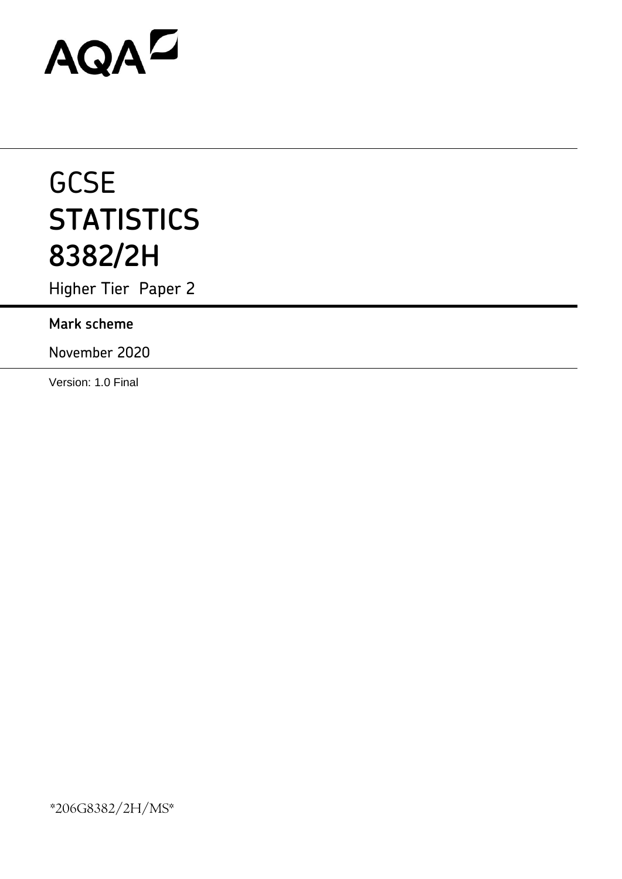AQA

# GCSE
# STATISTICS
# 8382/2H

Higher Tier Paper 2

**Mark scheme**

November 2020

Version: 1.0 Final

*206G8382/2H/MS*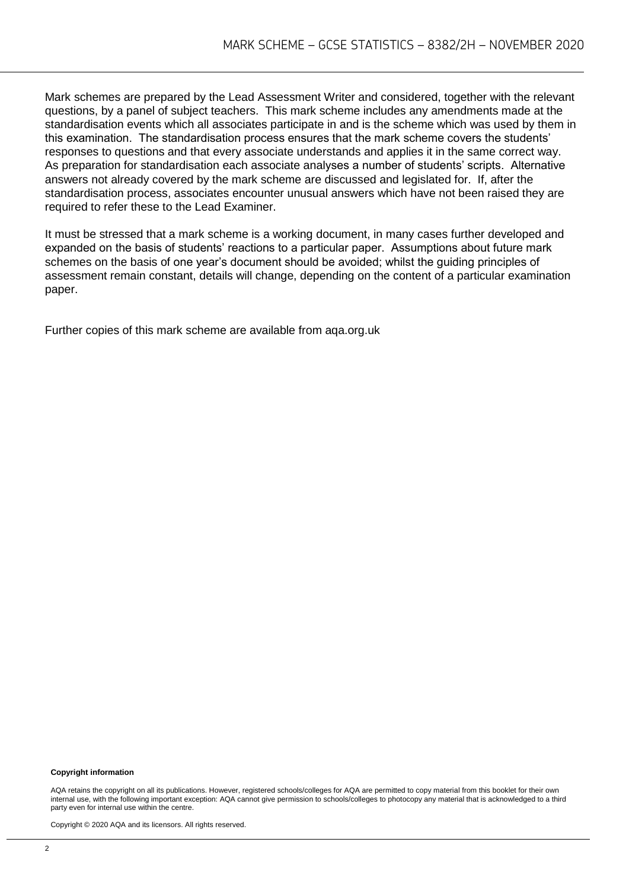Mark schemes are prepared by the Lead Assessment Writer and considered, together with the relevant questions, by a panel of subject teachers. This mark scheme includes any amendments made at the standardisation events which all associates participate in and is the scheme which was used by them in this examination. The standardisation process ensures that the mark scheme covers the students' responses to questions and that every associate understands and applies it in the same correct way. As preparation for standardisation each associate analyses a number of students' scripts. Alternative answers not already covered by the mark scheme are discussed and legislated for. If, after the standardisation process, associates encounter unusual answers which have not been raised they are required to refer these to the Lead Examiner.

It must be stressed that a mark scheme is a working document, in many cases further developed and expanded on the basis of students' reactions to a particular paper. Assumptions about future mark schemes on the basis of one year's document should be avoided; whilst the guiding principles of assessment remain constant, details will change, depending on the content of a particular examination paper.

Further copies of this mark scheme are available from aqa.org.uk

**Copyright information**

AQA retains the copyright on all its publications. However, registered schools/colleges for AQA are permitted to copy material from this booklet for their own internal use, with the following important exception: AQA cannot give permission to schools/colleges to photocopy any material that is acknowledged to a third party even for internal use within the centre.

Copyright © 2020 AQA and its licensors. All rights reserved.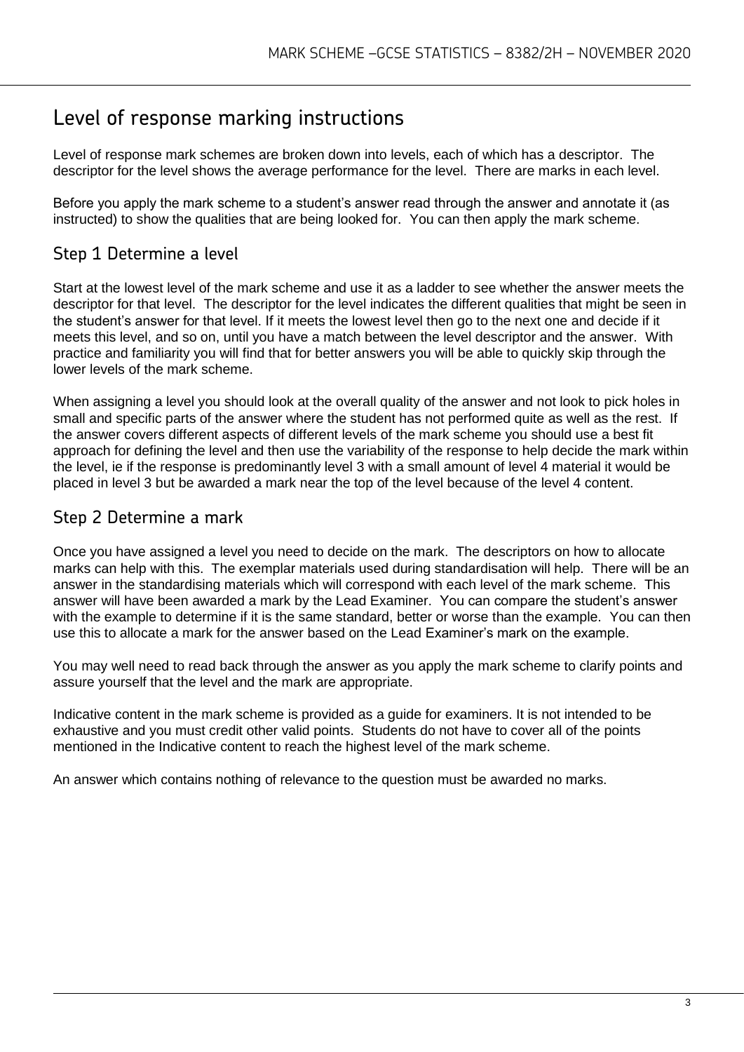# Level of response marking instructions

Level of response mark schemes are broken down into levels, each of which has a descriptor. The descriptor for the level shows the average performance for the level. There are marks in each level.

Before you apply the mark scheme to a student's answer read through the answer and annotate it (as instructed) to show the qualities that are being looked for. You can then apply the mark scheme.

## Step 1 Determine a level

Start at the lowest level of the mark scheme and use it as a ladder to see whether the answer meets the descriptor for that level. The descriptor for the level indicates the different qualities that might be seen in the student's answer for that level. If it meets the lowest level then go to the next one and decide if it meets this level, and so on, until you have a match between the level descriptor and the answer. With practice and familiarity you will find that for better answers you will be able to quickly skip through the lower levels of the mark scheme.

When assigning a level you should look at the overall quality of the answer and not look to pick holes in small and specific parts of the answer where the student has not performed quite as well as the rest. If the answer covers different aspects of different levels of the mark scheme you should use a best fit approach for defining the level and then use the variability of the response to help decide the mark within the level, ie if the response is predominantly level 3 with a small amount of level 4 material it would be placed in level 3 but be awarded a mark near the top of the level because of the level 4 content.

## Step 2 Determine a mark

Once you have assigned a level you need to decide on the mark. The descriptors on how to allocate marks can help with this. The exemplar materials used during standardisation will help. There will be an answer in the standardising materials which will correspond with each level of the mark scheme. This answer will have been awarded a mark by the Lead Examiner. You can compare the student's answer with the example to determine if it is the same standard, better or worse than the example. You can then use this to allocate a mark for the answer based on the Lead Examiner's mark on the example.

You may well need to read back through the answer as you apply the mark scheme to clarify points and assure yourself that the level and the mark are appropriate.

Indicative content in the mark scheme is provided as a guide for examiners. It is not intended to be exhaustive and you must credit other valid points. Students do not have to cover all of the points mentioned in the Indicative content to reach the highest level of the mark scheme.

An answer which contains nothing of relevance to the question must be awarded no marks.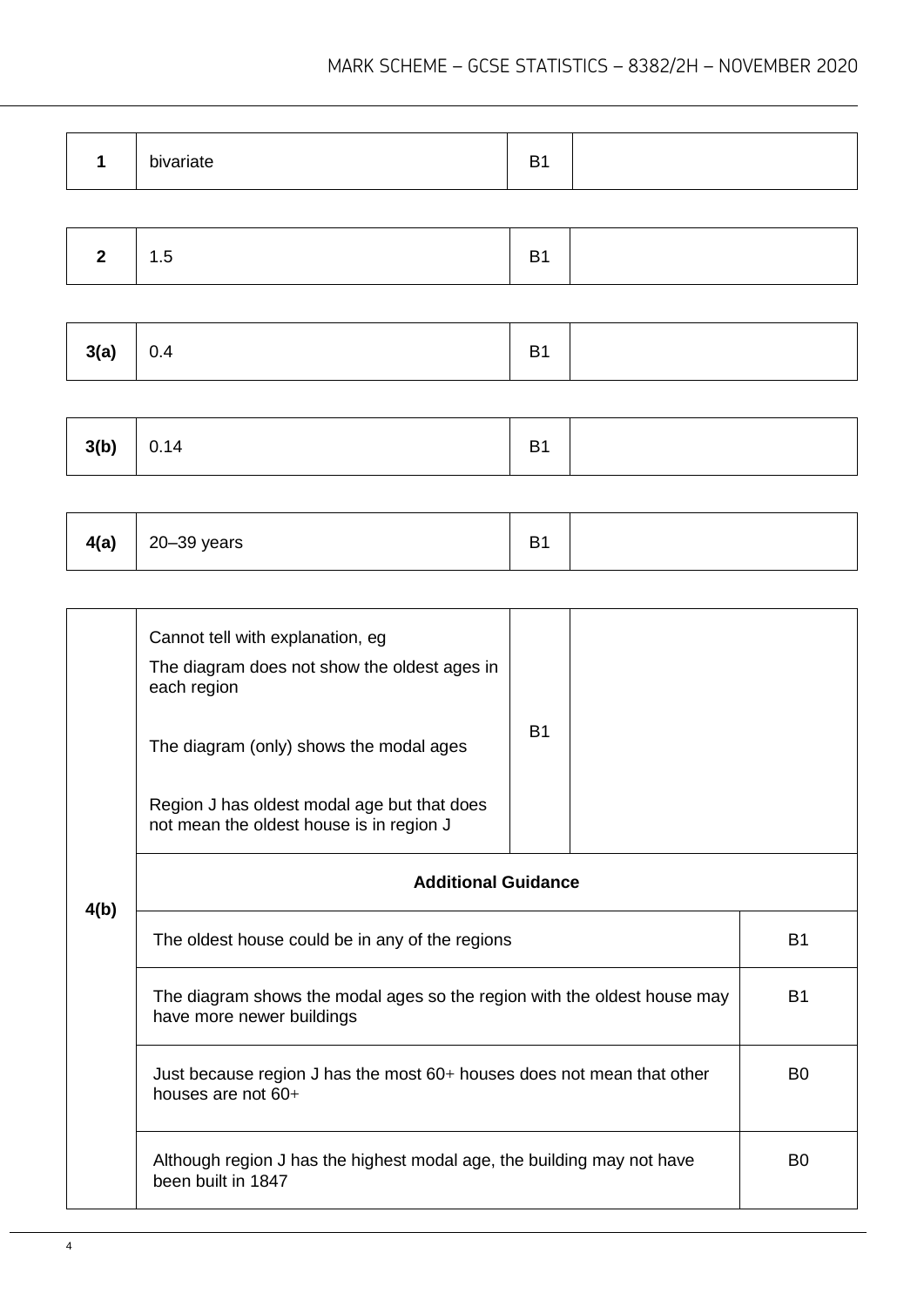| 1 | bivariate | B1 | |
|---|---|---|---|

| 2 | 1.5 | B1 | |
|---|---|---|---|

| 3(a) | 0.4 | B1 | |
|---|---|---|---|

| 3(b) | 0.14 | B1 | |
|---|---|---|---|

| 4(a) | 20–39 years | B1 | |
|---|---|---|---|

| 4(b) | | | |
|---|---|---|---|
| | Cannot tell with explanation, eg<br>The diagram does not show the oldest ages in each region<br><br>The diagram (only) shows the modal ages<br><br>Region J has oldest modal age but that does not mean the oldest house is in region J | B1 | |
| | **Additional Guidance** | | |
| | The oldest house could be in any of the regions | | B1 |
| | The diagram shows the modal ages so the region with the oldest house may have more newer buildings | | B1 |
| | Just because region J has the most 60+ houses does not mean that other houses are not 60+ | | B0 |
| | Although region J has the highest modal age, the building may not have been built in 1847 | | B0 |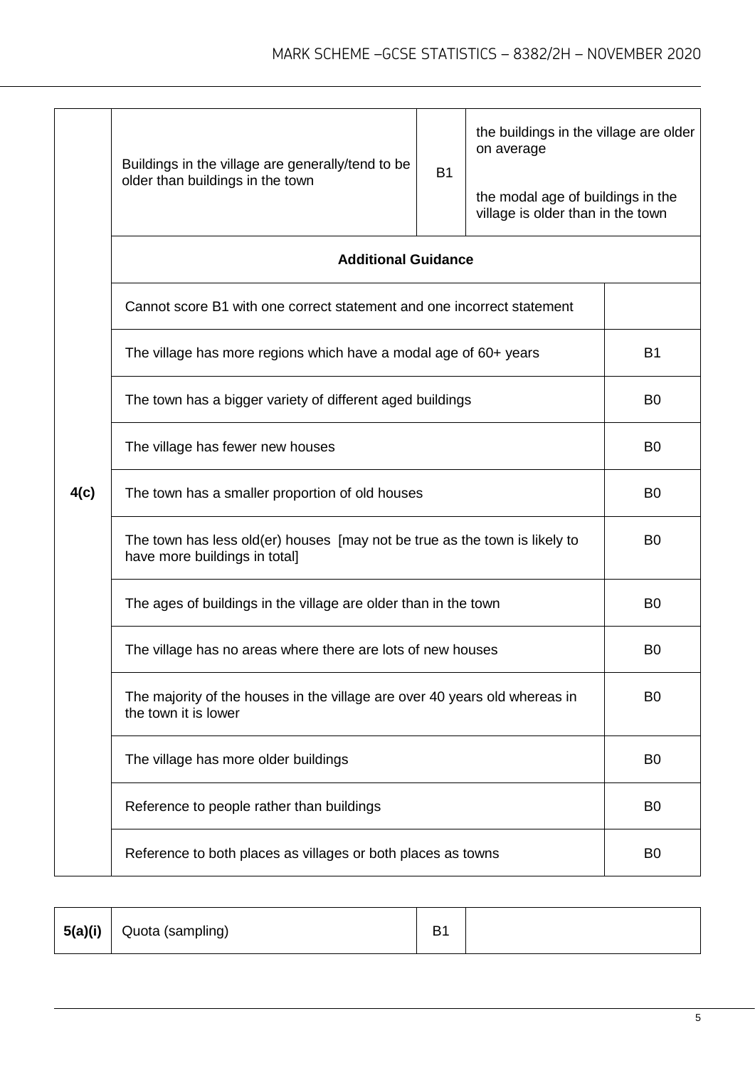| Question | Answer | Mark | Comments |
|---|---|---|---|
| 4(c) | Buildings in the village are generally/tend to be older than buildings in the town | B1 | the buildings in the village are older on average<br><br>the modal age of buildings in the village is older than in the town |
| | **Additional Guidance** | | |
| | Cannot score B1 with one correct statement and one incorrect statement | | |
| | The village has more regions which have a modal age of 60+ years | | B1 |
| | The town has a bigger variety of different aged buildings | | B0 |
| | The village has fewer new houses | | B0 |
| | The town has a smaller proportion of old houses | | B0 |
| | The town has less old(er) houses [may not be true as the town is likely to have more buildings in total] | | B0 |
| | The ages of buildings in the village are older than in the town | | B0 |
| | The village has no areas where there are lots of new houses | | B0 |
| | The majority of the houses in the village are over 40 years old whereas in the town it is lower | | B0 |
| | The village has more older buildings | | B0 |
| | Reference to people rather than buildings | | B0 |
| | Reference to both places as villages or both places as towns | | B0 |

| Question | Answer | Mark | Comments |
|---|---|---|---|
| 5(a)(i) | Quota (sampling) | B1 | |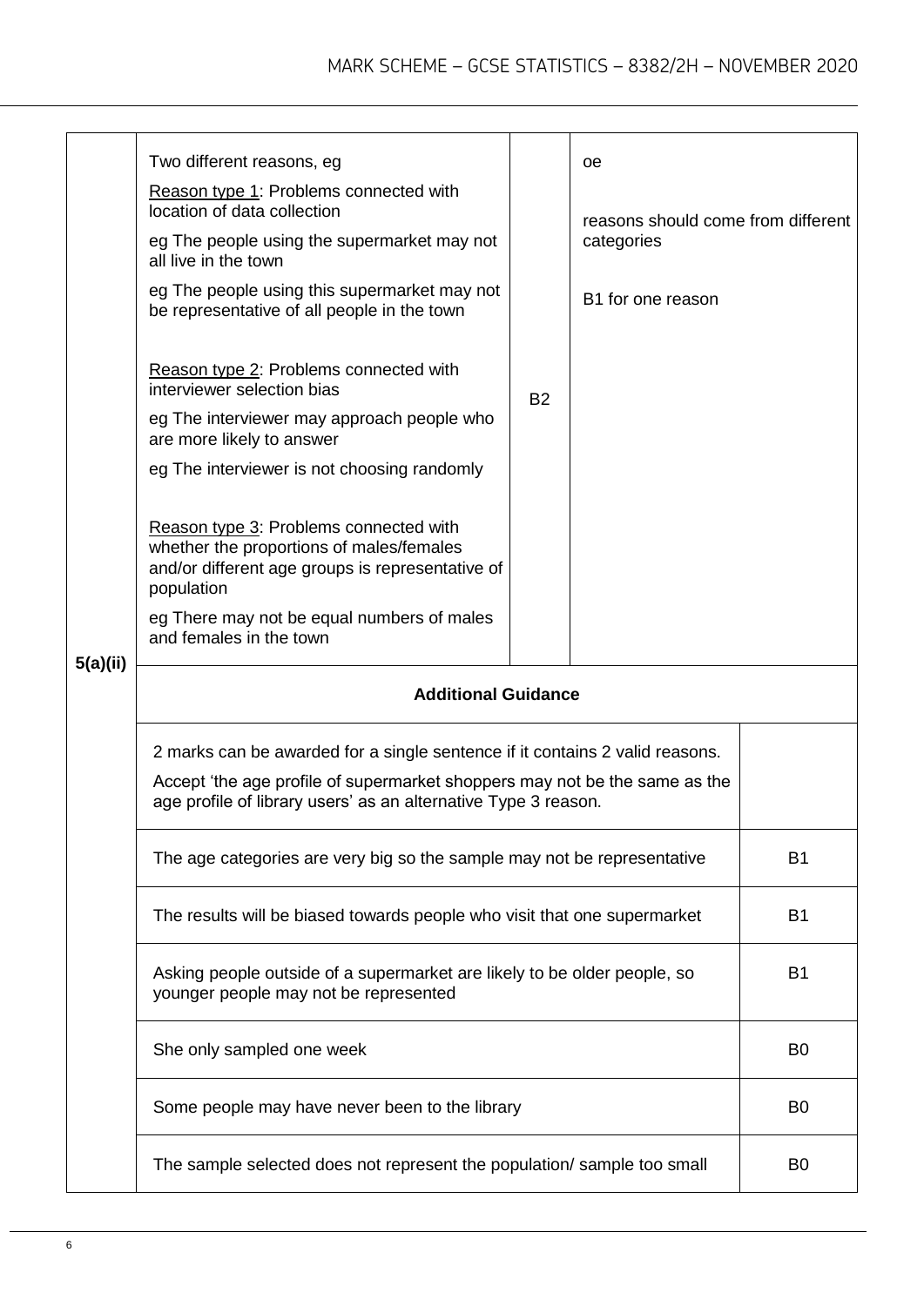| Question | Answer | Marks | Comments |
|---|---|---|---|
| 5(a)(ii) | Two different reasons, eg<br><br>Reason type 1: Problems connected with location of data collection<br><br>eg The people using the supermarket may not all live in the town<br><br>eg The people using this supermarket may not be representative of all people in the town<br><br>Reason type 2: Problems connected with interviewer selection bias<br><br>eg The interviewer may approach people who are more likely to answer<br><br>eg The interviewer is not choosing randomly<br><br>Reason type 3: Problems connected with whether the proportions of males/females and/or different age groups is representative of population<br><br>eg There may not be equal numbers of males and females in the town | B2 | oe<br><br>reasons should come from different categories<br><br>B1 for one reason |

**Additional Guidance**

| | |
|---|---|
| 2 marks can be awarded for a single sentence if it contains 2 valid reasons.<br><br>Accept 'the age profile of supermarket shoppers may not be the same as the age profile of library users' as an alternative Type 3 reason. | |
| The age categories are very big so the sample may not be representative | B1 |
| The results will be biased towards people who visit that one supermarket | B1 |
| Asking people outside of a supermarket are likely to be older people, so younger people may not be represented | B1 |
| She only sampled one week | B0 |
| Some people may have never been to the library | B0 |
| The sample selected does not represent the population/ sample too small | B0 |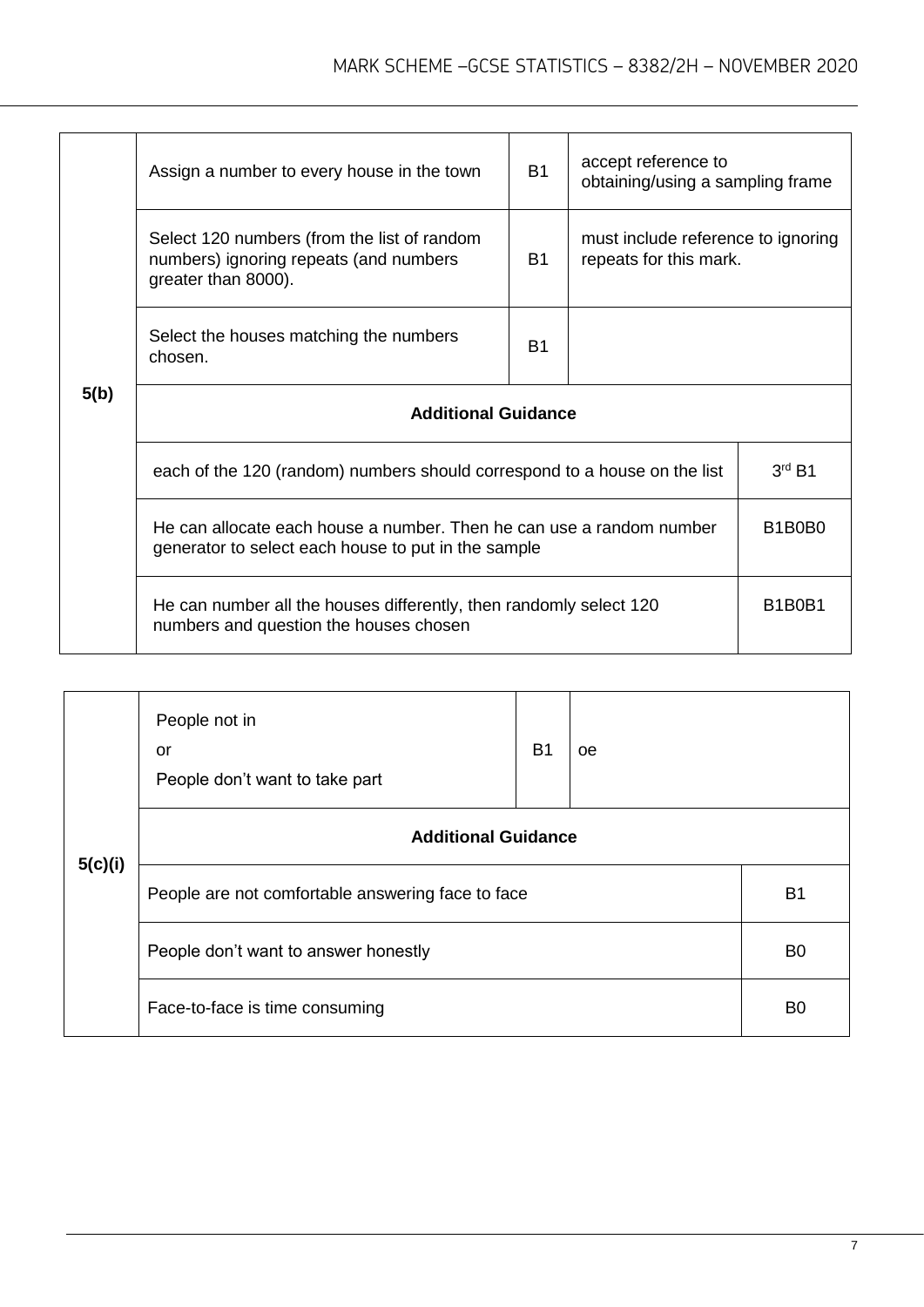| Question | Answer | Mark | Comments |
|---|---|---|---|
| 5(b) | Assign a number to every house in the town | B1 | accept reference to obtaining/using a sampling frame |
| | Select 120 numbers (from the list of random numbers) ignoring repeats (and numbers greater than 8000). | B1 | must include reference to ignoring repeats for this mark. |
| | Select the houses matching the numbers chosen. | B1 | |
| | **Additional Guidance** | | |
| | each of the 120 (random) numbers should correspond to a house on the list | | 3rd B1 |
| | He can allocate each house a number. Then he can use a random number generator to select each house to put in the sample | | B1B0B0 |
| | He can number all the houses differently, then randomly select 120 numbers and question the houses chosen | | B1B0B1 |

| Question | Answer | Mark | Comments |
|---|---|---|---|
| 5(c)(i) | People not in<br>or<br>People don't want to take part | B1 | oe |
| | **Additional Guidance** | | |
| | People are not comfortable answering face to face | | B1 |
| | People don't want to answer honestly | | B0 |
| | Face-to-face is time consuming | | B0 |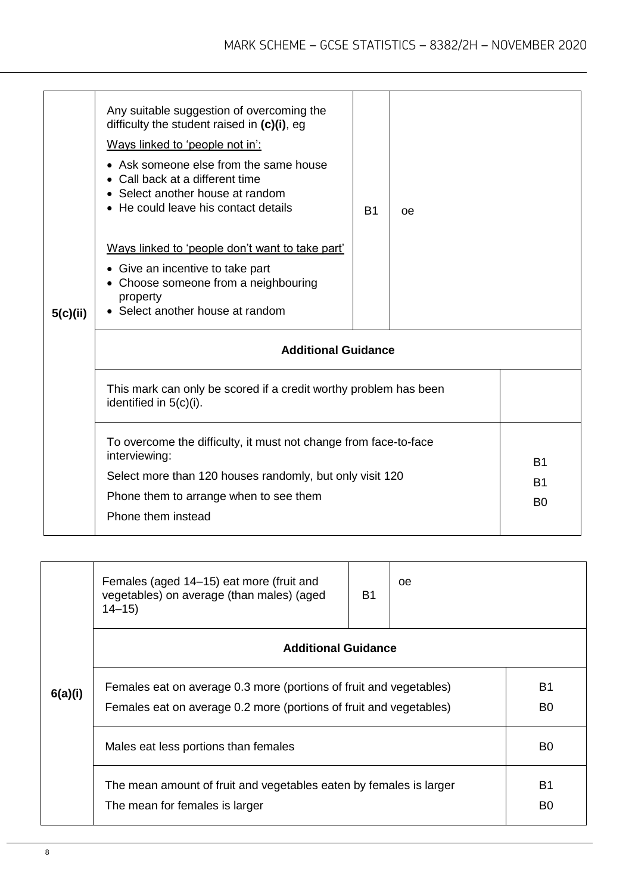| | | | |
|---|---|---|---|
| 5(c)(ii) | Any suitable suggestion of overcoming the difficulty the student raised in **(c)(i)**, eg<br><br><u>Ways linked to 'people not in':</u><br>• Ask someone else from the same house<br>• Call back at a different time<br>• Select another house at random<br>• He could leave his contact details<br><br><u>Ways linked to 'people don't want to take part'</u><br>• Give an incentive to take part<br>• Choose someone from a neighbouring property<br>• Select another house at random | B1 | oe |
| | **Additional Guidance** | | |
| | This mark can only be scored if a credit worthy problem has been identified in 5(c)(i). | | |
| | To overcome the difficulty, it must not change from face-to-face interviewing:<br>Select more than 120 houses randomly, but only visit 120<br>Phone them to arrange when to see them<br>Phone them instead | | <br>B1<br>B1<br>B0 |

| | | | |
|---|---|---|---|
| 6(a)(i) | Females (aged 14–15) eat more (fruit and vegetables) on average (than males) (aged 14–15) | B1 | oe |
| | **Additional Guidance** | | |
| | Females eat on average 0.3 more (portions of fruit and vegetables)<br>Females eat on average 0.2 more (portions of fruit and vegetables) | | B1<br>B0 |
| | Males eat less portions than females | | B0 |
| | The mean amount of fruit and vegetables eaten by females is larger<br>The mean for females is larger | | B1<br>B0 |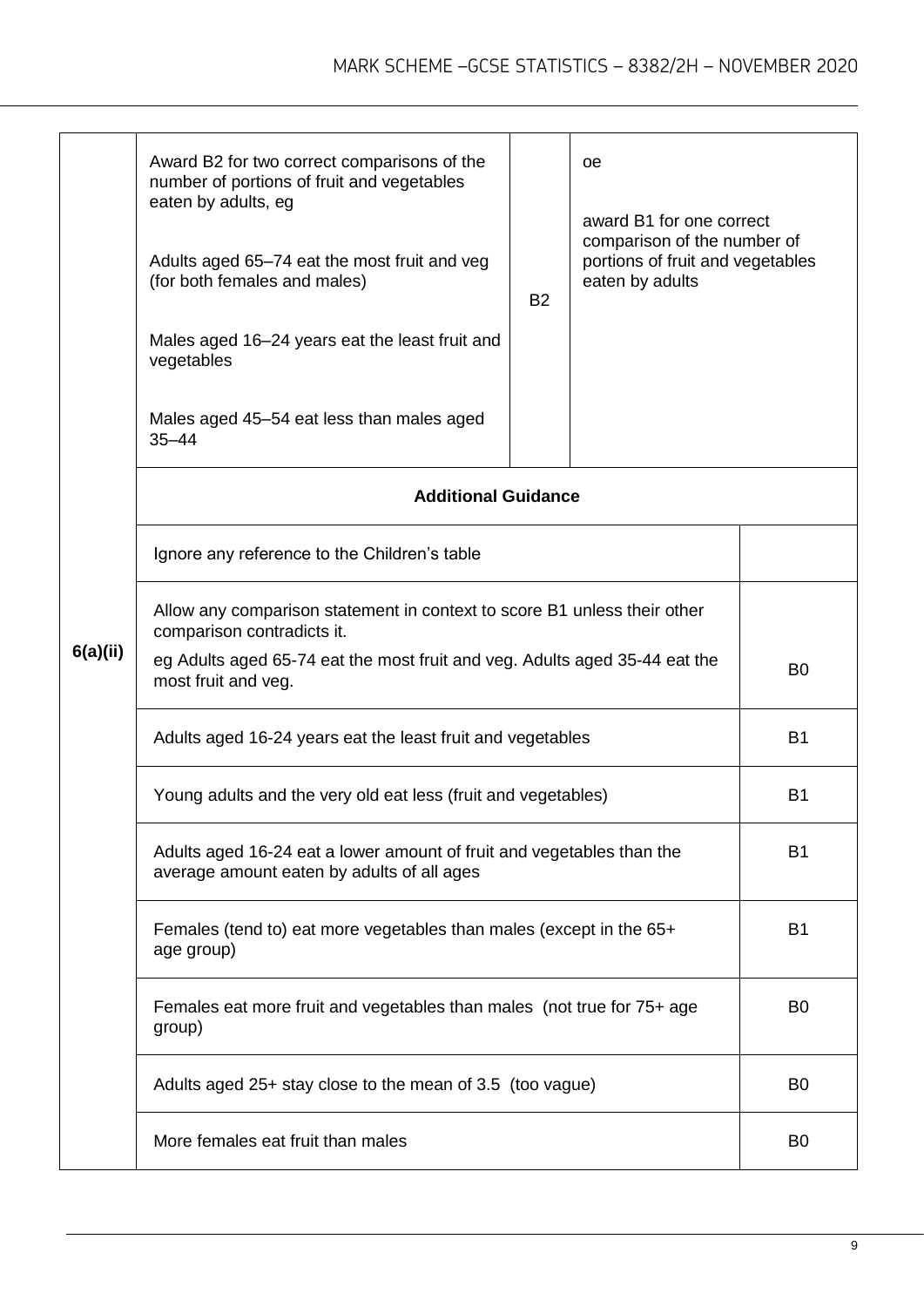| Question | Answer | Marks | Comments |
|---|---|---|---|
| 6(a)(ii) | Award B2 for two correct comparisons of the number of portions of fruit and vegetables eaten by adults, eg<br><br>Adults aged 65–74 eat the most fruit and veg (for both females and males)<br><br>Males aged 16–24 years eat the least fruit and vegetables<br><br>Males aged 45–54 eat less than males aged 35–44 | B2 | oe<br><br>award B1 for one correct comparison of the number of portions of fruit and vegetables eaten by adults |

**Additional Guidance**

| Guidance | Mark |
|---|---|
| Ignore any reference to the Children's table | |
| Allow any comparison statement in context to score B1 unless their other comparison contradicts it.<br>eg Adults aged 65-74 eat the most fruit and veg. Adults aged 35-44 eat the most fruit and veg. | B0 |
| Adults aged 16-24 years eat the least fruit and vegetables | B1 |
| Young adults and the very old eat less (fruit and vegetables) | B1 |
| Adults aged 16-24 eat a lower amount of fruit and vegetables than the average amount eaten by adults of all ages | B1 |
| Females (tend to) eat more vegetables than males (except in the 65+ age group) | B1 |
| Females eat more fruit and vegetables than males (not true for 75+ age group) | B0 |
| Adults aged 25+ stay close to the mean of 3.5 (too vague) | B0 |
| More females eat fruit than males | B0 |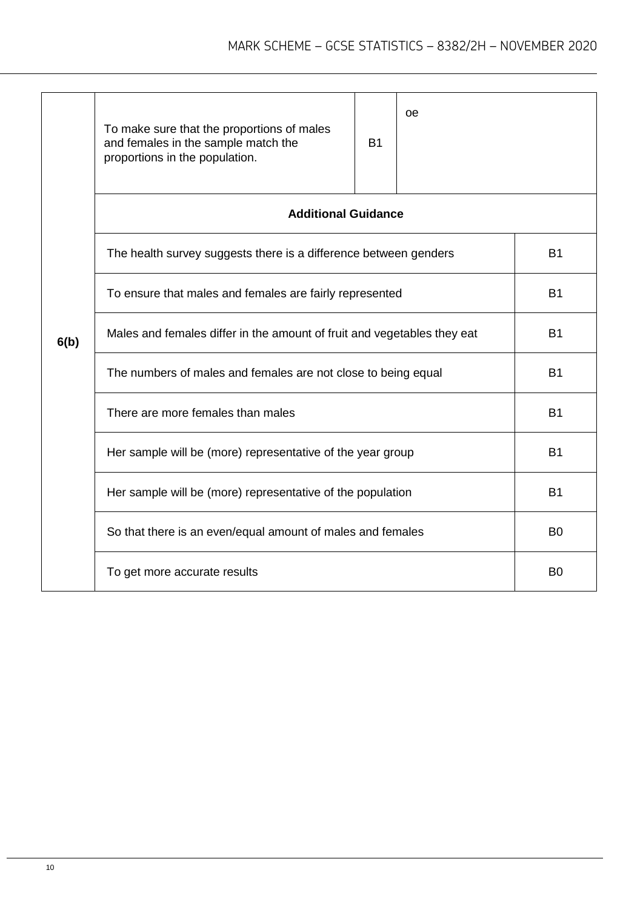| Question | Answer | Mark | Comments |
|---|---|---|---|
| 6(b) | To make sure that the proportions of males and females in the sample match the proportions in the population. | B1 | oe |
| | **Additional Guidance** | | |
| | The health survey suggests there is a difference between genders | | B1 |
| | To ensure that males and females are fairly represented | | B1 |
| | Males and females differ in the amount of fruit and vegetables they eat | | B1 |
| | The numbers of males and females are not close to being equal | | B1 |
| | There are more females than males | | B1 |
| | Her sample will be (more) representative of the year group | | B1 |
| | Her sample will be (more) representative of the population | | B1 |
| | So that there is an even/equal amount of males and females | | B0 |
| | To get more accurate results | | B0 |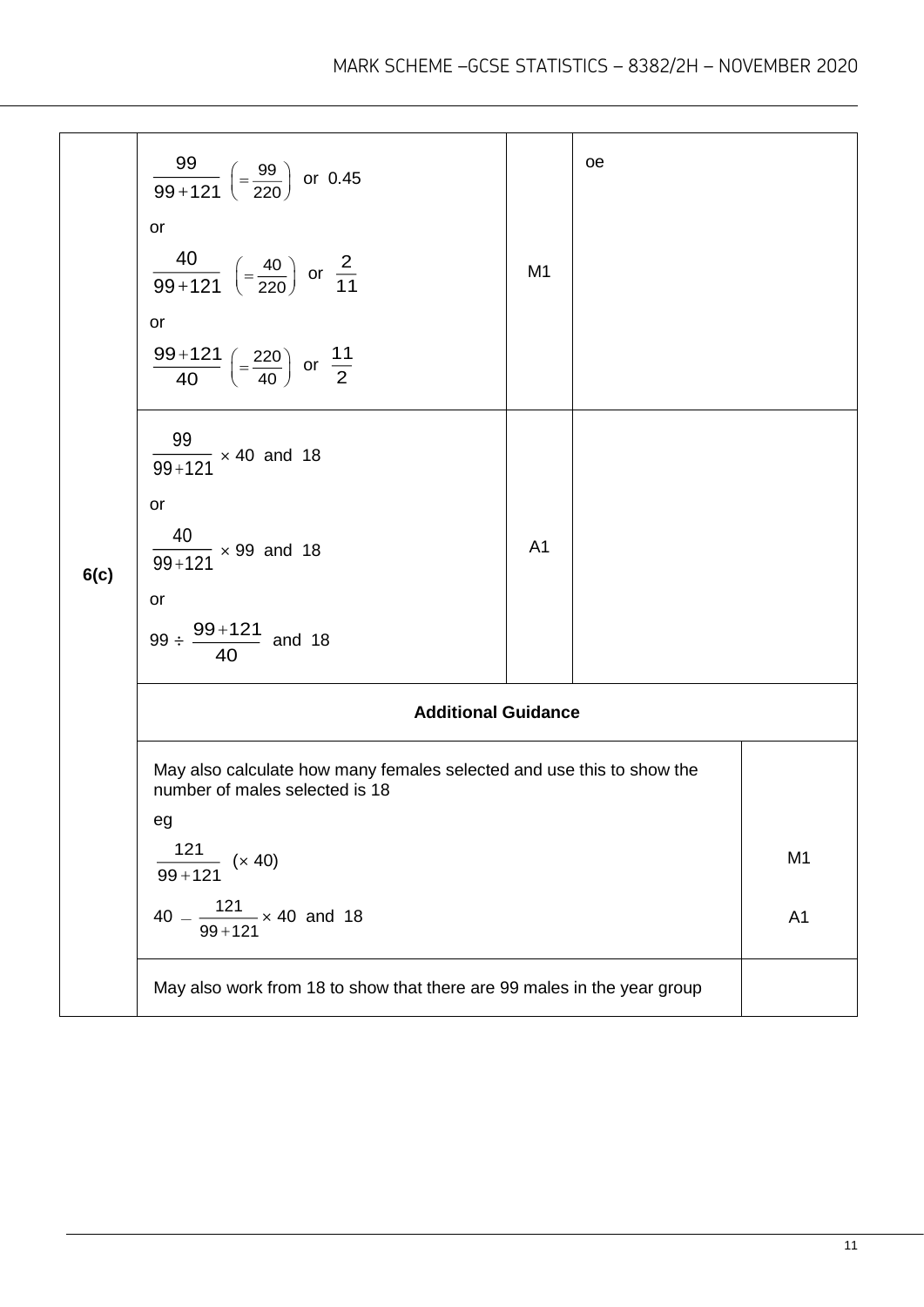| Question | Answer | Marks | Comments |
|---|---|---|---|
| 6(c) | $\frac{99}{99+121}$ $\left(=\frac{99}{220}\right)$ or 0.45<br>or<br>$\frac{40}{99+121}$ $\left(=\frac{40}{220}\right)$ or $\frac{2}{11}$<br>or<br>$\frac{99+121}{40}$ $\left(=\frac{220}{40}\right)$ or $\frac{11}{2}$ | M1 | oe |
| | $\frac{99}{99+121} \times 40$ and 18<br>or<br>$\frac{40}{99+121} \times 99$ and 18<br>or<br>$99 \div \frac{99+121}{40}$ and 18 | A1 | |

**Additional Guidance**

| | |
|---|---|
| May also calculate how many females selected and use this to show the number of males selected is 18<br>eg<br>$\frac{121}{99+121}$ $(\times 40)$<br>$40 - \frac{121}{99+121} \times 40$ and 18 | M1<br><br>A1 |
| May also work from 18 to show that there are 99 males in the year group | |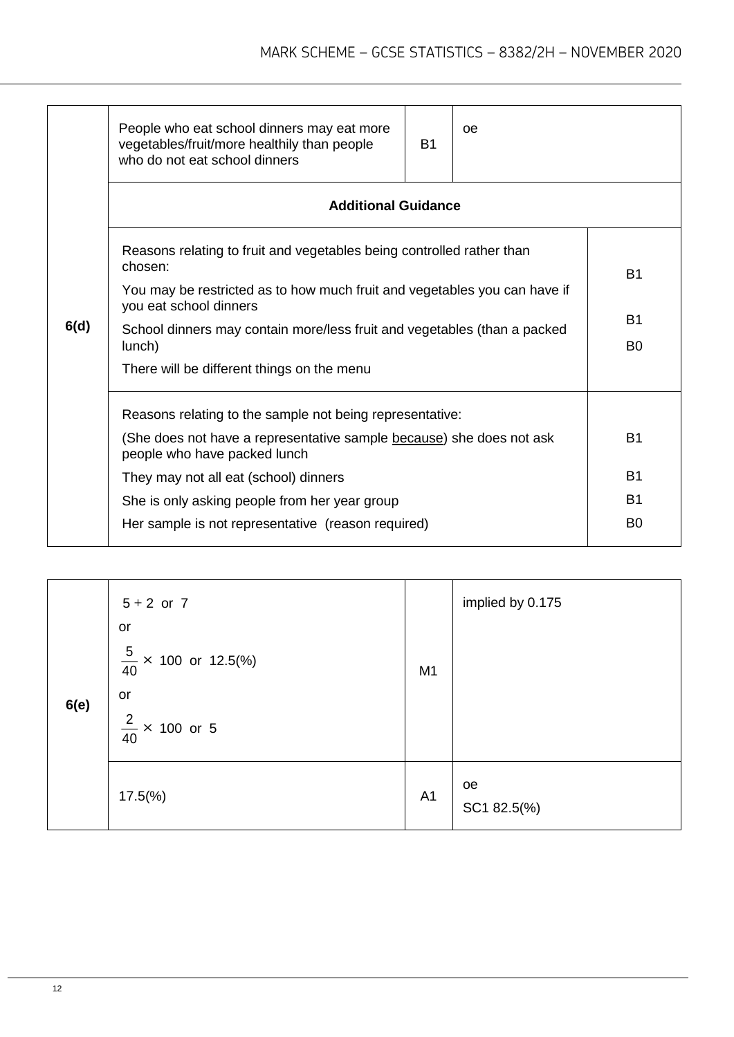| Question | Answer | Mark | Comments |
|---|---|---|---|
| 6(d) | People who eat school dinners may eat more vegetables/fruit/more healthily than people who do not eat school dinners | B1 | oe |
| | **Additional Guidance** | | |
| | Reasons relating to fruit and vegetables being controlled rather than chosen: | | |
| | You may be restricted as to how much fruit and vegetables you can have if you eat school dinners | | B1 |
| | School dinners may contain more/less fruit and vegetables (than a packed lunch) | | B1 |
| | There will be different things on the menu | | B0 |
| | Reasons relating to the sample not being representative: | | |
| | (She does not have a representative sample because) she does not ask people who have packed lunch | | B1 |
| | They may not all eat (school) dinners | | B1 |
| | She is only asking people from her year group | | B1 |
| | Her sample is not representative (reason required) | | B0 |

| Question | Answer | Mark | Comments |
|---|---|---|---|
| 6(e) | $5 + 2$ or 7<br>or<br>$\frac{5}{40} \times 100$ or 12.5(%)<br>or<br>$\frac{2}{40} \times 100$ or 5 | M1 | implied by 0.175 |
| | 17.5(%) | A1 | oe<br>SC1 82.5(%) |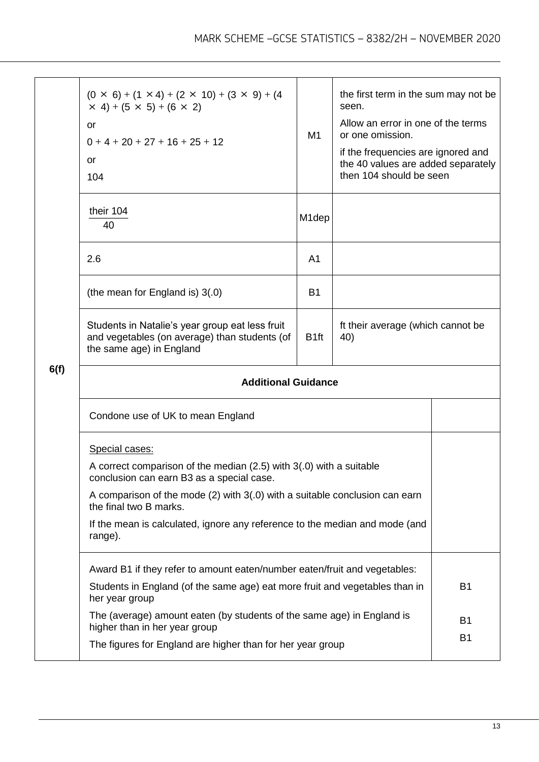| Question | Answer | Mark | Comments |
|---|---|---|---|
| 6(f) | $(0 \times 6) + (1 \times 4) + (2 \times 10) + (3 \times 9) + (4 \times 4) + (5 \times 5) + (6 \times 2)$<br>or<br>$0 + 4 + 20 + 27 + 16 + 25 + 12$<br>or<br>104 | M1 | the first term in the sum may not be seen.<br>Allow an error in one of the terms or one omission.<br>if the frequencies are ignored and the 40 values are added separately then 104 should be seen |
| | $\frac{\text{their } 104}{40}$ | M1dep | |
| | 2.6 | A1 | |
| | (the mean for England is) 3(.0) | B1 | |
| | Students in Natalie's year group eat less fruit and vegetables (on average) than students (of the same age) in England | B1ft | ft their average (which cannot be 40) |
| | **Additional Guidance** | | |
| | Condone use of UK to mean England | | |
| | Special cases:<br>A correct comparison of the median (2.5) with 3(.0) with a suitable conclusion can earn B3 as a special case.<br>A comparison of the mode (2) with 3(.0) with a suitable conclusion can earn the final two B marks.<br>If the mean is calculated, ignore any reference to the median and mode (and range). | | |
| | Award B1 if they refer to amount eaten/number eaten/fruit and vegetables:<br>Students in England (of the same age) eat more fruit and vegetables than in her year group<br>The (average) amount eaten (by students of the same age) in England is higher than in her year group<br>The figures for England are higher than for her year group | B1<br><br>B1<br><br>B1 | |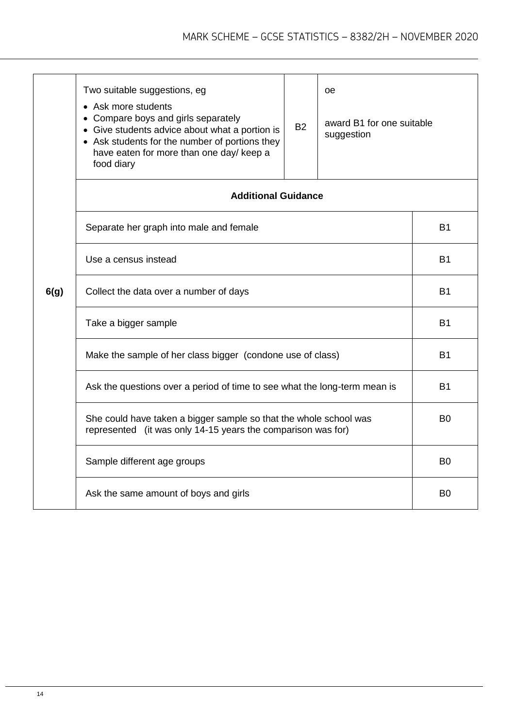| Question | Answer | Mark | Comments |
|---|---|---|---|
| 6(g) | Two suitable suggestions, eg<br>• Ask more students<br>• Compare boys and girls separately<br>• Give students advice about what a portion is<br>• Ask students for the number of portions they have eaten for more than one day/ keep a food diary | B2 | oe<br><br>award B1 for one suitable suggestion |

**Additional Guidance**

| Response | Mark |
|---|---|
| Separate her graph into male and female | B1 |
| Use a census instead | B1 |
| Collect the data over a number of days | B1 |
| Take a bigger sample | B1 |
| Make the sample of her class bigger (condone use of class) | B1 |
| Ask the questions over a period of time to see what the long-term mean is | B1 |
| She could have taken a bigger sample so that the whole school was represented (it was only 14-15 years the comparison was for) | B0 |
| Sample different age groups | B0 |
| Ask the same amount of boys and girls | B0 |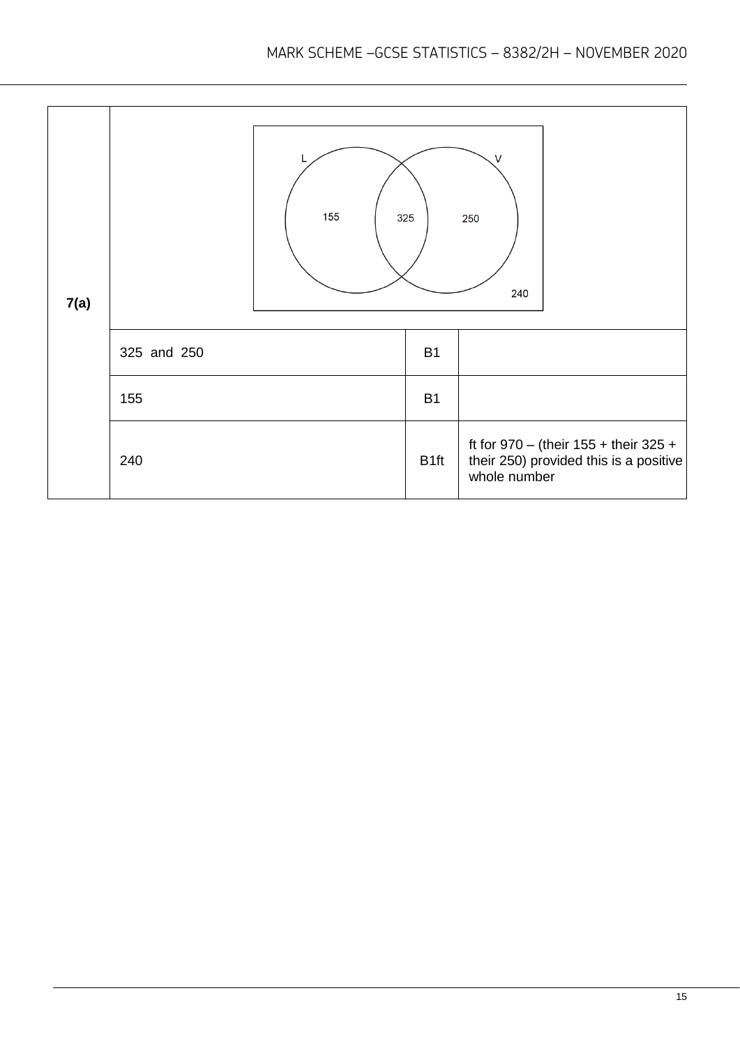| 7(a) | | | |
|---|---|---|---|
| | Venn diagram: L only 155, L and V 325, V only 250, outside 240 | | |
| | 325 and 250 | B1 | |
| | 155 | B1 | |
| | 240 | B1ft | ft for 970 – (their 155 + their 325 + their 250) provided this is a positive whole number |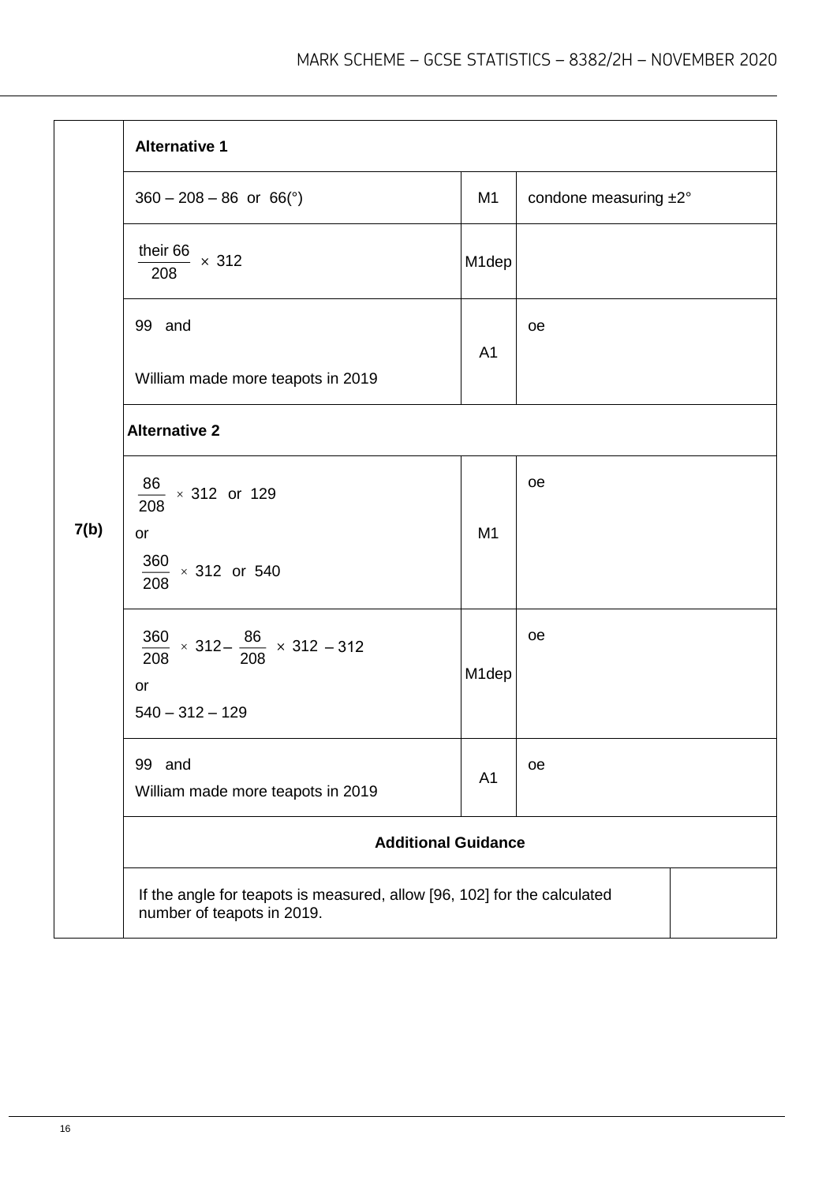| Question | Answer | Mark | Comments |
|---|---|---|---|
| 7(b) | **Alternative 1** | | |
| | $360 - 208 - 86$ or $66(°)$ | M1 | condone measuring ±2° |
| | $\frac{\text{their } 66}{208} \times 312$ | M1dep | |
| | 99 and<br><br>William made more teapots in 2019 | A1 | oe |
| | **Alternative 2** | | |
| | $\frac{86}{208} \times 312$ or 129<br>or<br>$\frac{360}{208} \times 312$ or 540 | M1 | oe |
| | $\frac{360}{208} \times 312 - \frac{86}{208} \times 312 - 312$<br>or<br>$540 - 312 - 129$ | M1dep | oe |
| | 99 and<br>William made more teapots in 2019 | A1 | oe |
| | **Additional Guidance** | | |
| | If the angle for teapots is measured, allow [96, 102] for the calculated number of teapots in 2019. | | |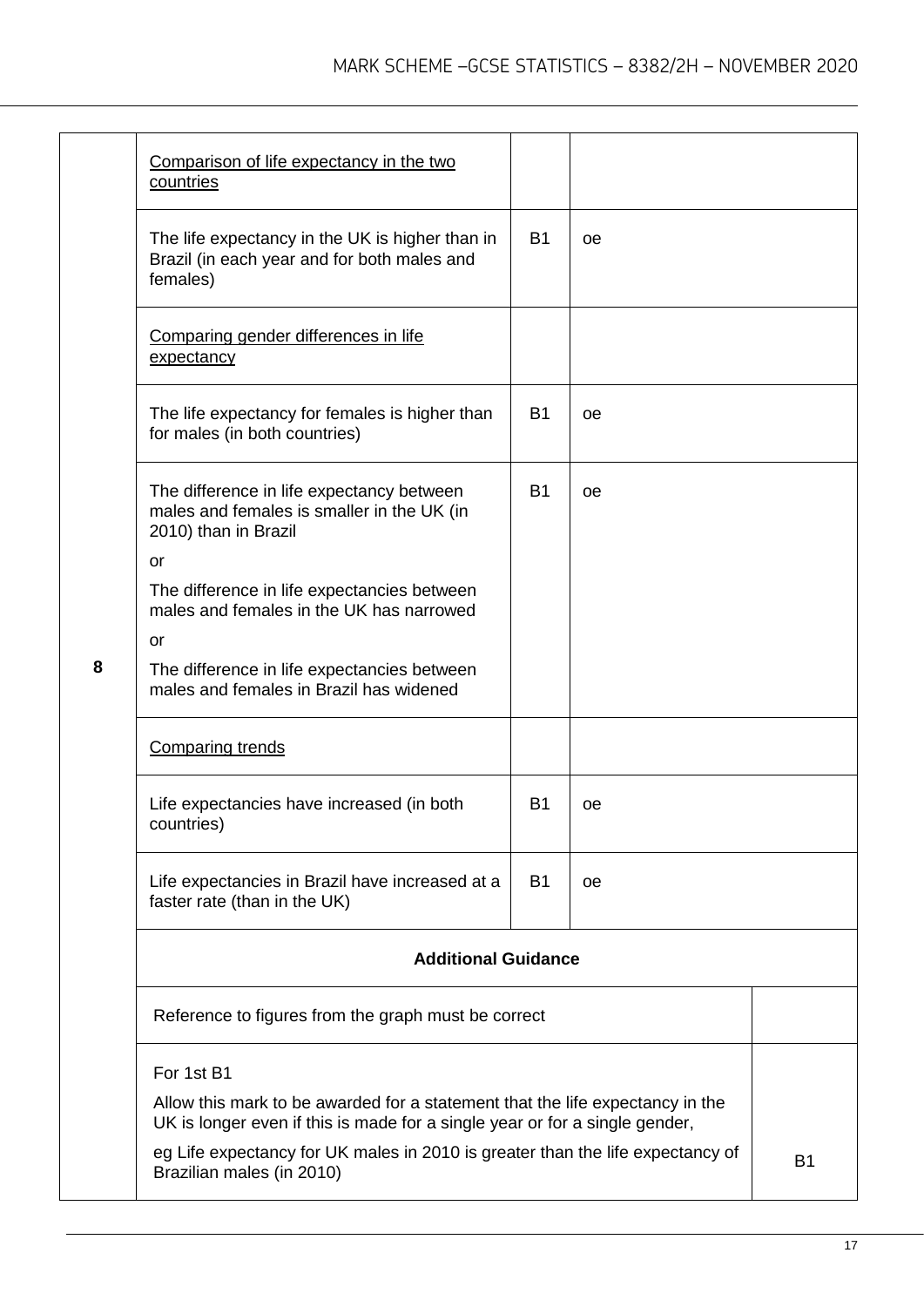| Question | Answer | Mark | Comments |
|---|---|---|---|
| 8 | Comparison of life expectancy in the two countries | | |
| | The life expectancy in the UK is higher than in Brazil (in each year and for both males and females) | B1 | oe |
| | Comparing gender differences in life expectancy | | |
| | The life expectancy for females is higher than for males (in both countries) | B1 | oe |
| | The difference in life expectancy between males and females is smaller in the UK (in 2010) than in Brazil<br>or<br>The difference in life expectancies between males and females in the UK has narrowed<br>or<br>The difference in life expectancies between males and females in Brazil has widened | B1 | oe |
| | Comparing trends | | |
| | Life expectancies have increased (in both countries) | B1 | oe |
| | Life expectancies in Brazil have increased at a faster rate (than in the UK) | B1 | oe |
| | **Additional Guidance** | | |
| | Reference to figures from the graph must be correct | | |
| | For 1st B1<br>Allow this mark to be awarded for a statement that the life expectancy in the UK is longer even if this is made for a single year or for a single gender,<br>eg Life expectancy for UK males in 2010 is greater than the life expectancy of Brazilian males (in 2010) | | B1 |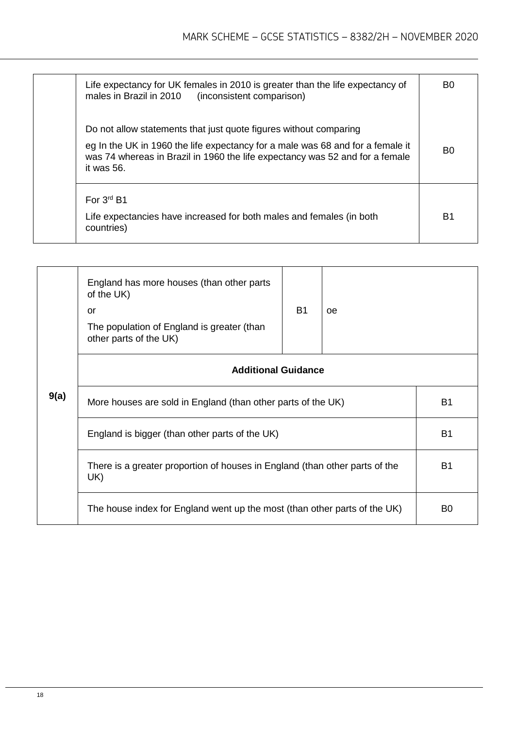| | | |
|---|---|---|
| | Life expectancy for UK females in 2010 is greater than the life expectancy of males in Brazil in 2010 (inconsistent comparison) | B0 |
| | Do not allow statements that just quote figures without comparing<br><br>eg In the UK in 1960 the life expectancy for a male was 68 and for a female it was 74 whereas in Brazil in 1960 the life expectancy was 52 and for a female it was 56. | B0 |
| | For 3rd B1<br><br>Life expectancies have increased for both males and females (in both countries) | B1 |

| | | | |
|---|---|---|---|
| 9(a) | England has more houses (than other parts of the UK)<br><br>or<br><br>The population of England is greater (than other parts of the UK) | B1 | oe |
| | **Additional Guidance** | | |
| | More houses are sold in England (than other parts of the UK) | | B1 |
| | England is bigger (than other parts of the UK) | | B1 |
| | There is a greater proportion of houses in England (than other parts of the UK) | | B1 |
| | The house index for England went up the most (than other parts of the UK) | | B0 |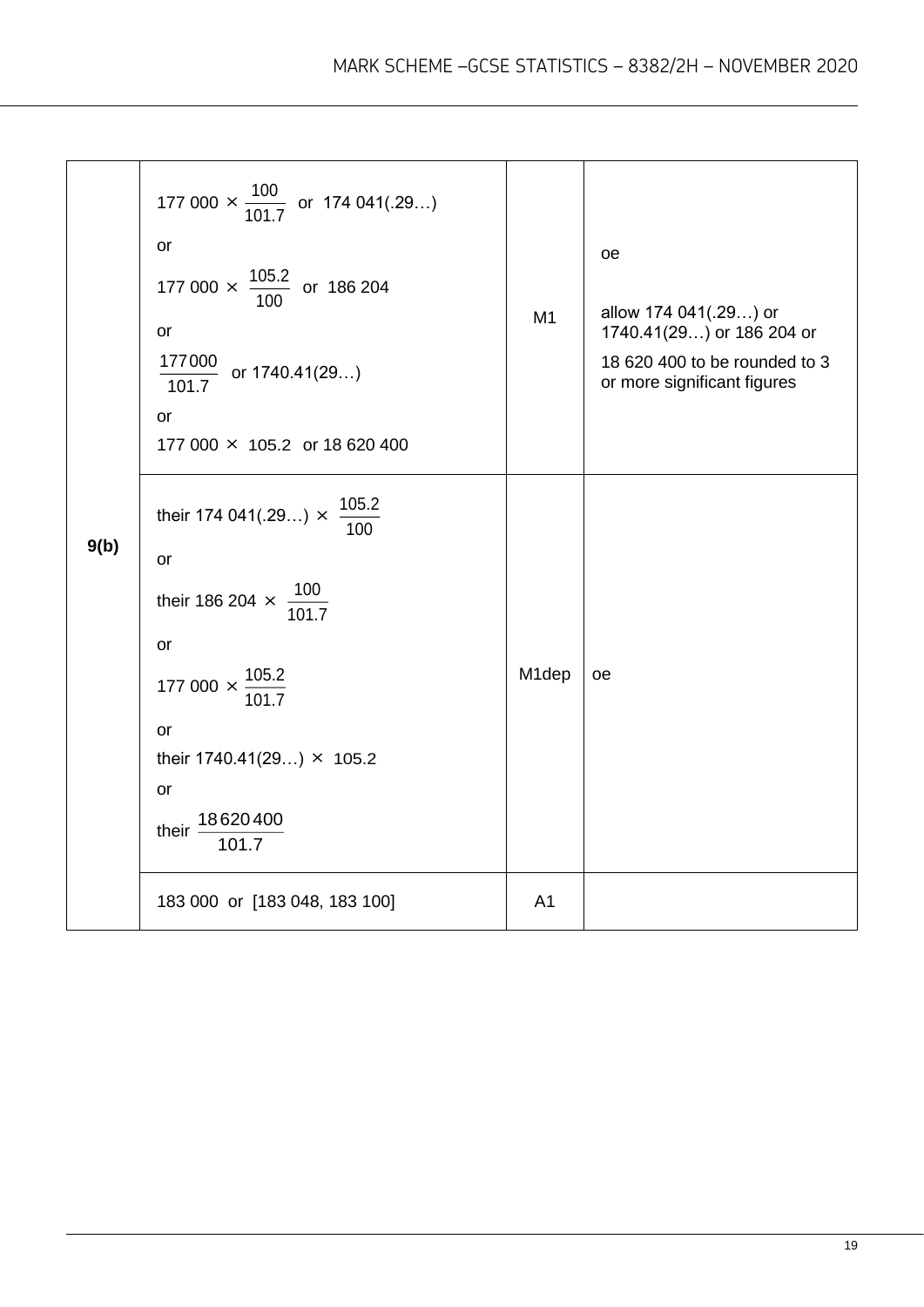| | | | |
|---|---|---|---|
| 9(b) | $177\,000 \times \frac{100}{101.7}$ or 174 041(.29…)<br>or<br>$177\,000 \times \frac{105.2}{100}$ or 186 204<br>or<br>$\frac{177000}{101.7}$ or 1740.41(29…)<br>or<br>$177\,000 \times 105.2$ or 18 620 400 | M1 | oe<br><br>allow 174 041(.29…) or 1740.41(29…) or 186 204 or 18 620 400 to be rounded to 3 or more significant figures |
| | their 174 041(.29…) $\times \frac{105.2}{100}$<br>or<br>their 186 204 $\times \frac{100}{101.7}$<br>or<br>$177\,000 \times \frac{105.2}{101.7}$<br>or<br>their 1740.41(29…) $\times$ 105.2<br>or<br>their $\frac{18620400}{101.7}$ | M1dep | oe |
| | 183 000 or [183 048, 183 100] | A1 | |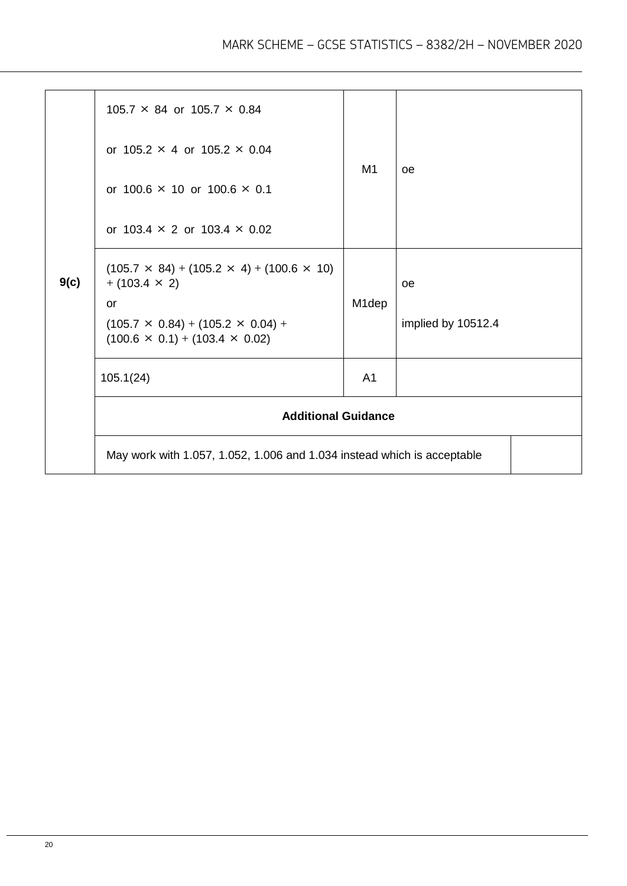| Question | Answer | Mark | Comments |
|---|---|---|---|
| 9(c) | $105.7 \times 84$ or $105.7 \times 0.84$<br><br>or $105.2 \times 4$ or $105.2 \times 0.04$<br><br>or $100.6 \times 10$ or $100.6 \times 0.1$<br><br>or $103.4 \times 2$ or $103.4 \times 0.02$ | M1 | oe |
| | $(105.7 \times 84) + (105.2 \times 4) + (100.6 \times 10) + (103.4 \times 2)$<br>or<br>$(105.7 \times 0.84) + (105.2 \times 0.04) + (100.6 \times 0.1) + (103.4 \times 0.02)$ | M1dep | oe<br><br>implied by 10512.4 |
| | 105.1(24) | A1 | |
| | **Additional Guidance** | | |
| | May work with 1.057, 1.052, 1.006 and 1.034 instead which is acceptable | | |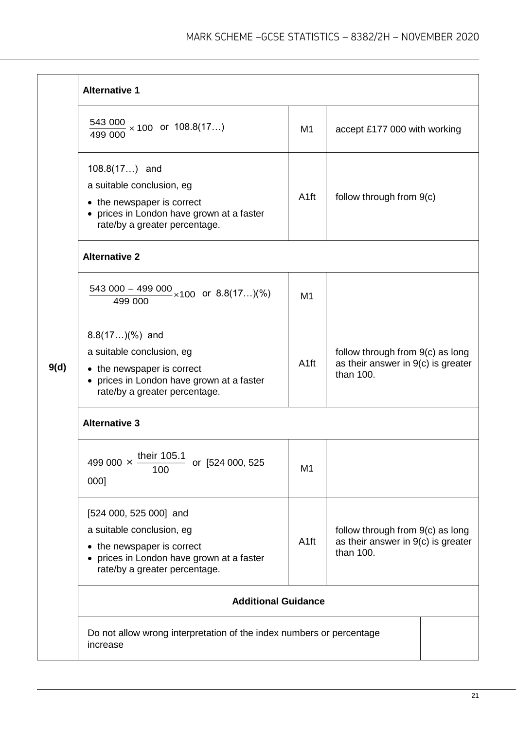| Question | Answer | Marks | Comments |
|---|---|---|---|
| 9(d) | **Alternative 1** | | |
| | $\frac{543\ 000}{499\ 000} \times 100$ or 108.8(17…) | M1 | accept £177 000 with working |
| | 108.8(17…) and<br>a suitable conclusion, eg<br>• the newspaper is correct<br>• prices in London have grown at a faster rate/by a greater percentage. | A1ft | follow through from 9(c) |
| | **Alternative 2** | | |
| | $\frac{543\ 000 - 499\ 000}{499\ 000} \times 100$ or 8.8(17…)(%) | M1 | |
| | 8.8(17…)(%) and<br>a suitable conclusion, eg<br>• the newspaper is correct<br>• prices in London have grown at a faster rate/by a greater percentage. | A1ft | follow through from 9(c) as long as their answer in 9(c) is greater than 100. |
| | **Alternative 3** | | |
| | $499\ 000 \times \frac{\text{their } 105.1}{100}$ or [524 000, 525 000] | M1 | |
| | [524 000, 525 000] and<br>a suitable conclusion, eg<br>• the newspaper is correct<br>• prices in London have grown at a faster rate/by a greater percentage. | A1ft | follow through from 9(c) as long as their answer in 9(c) is greater than 100. |
| | **Additional Guidance** | | |
| | Do not allow wrong interpretation of the index numbers or percentage increase | | |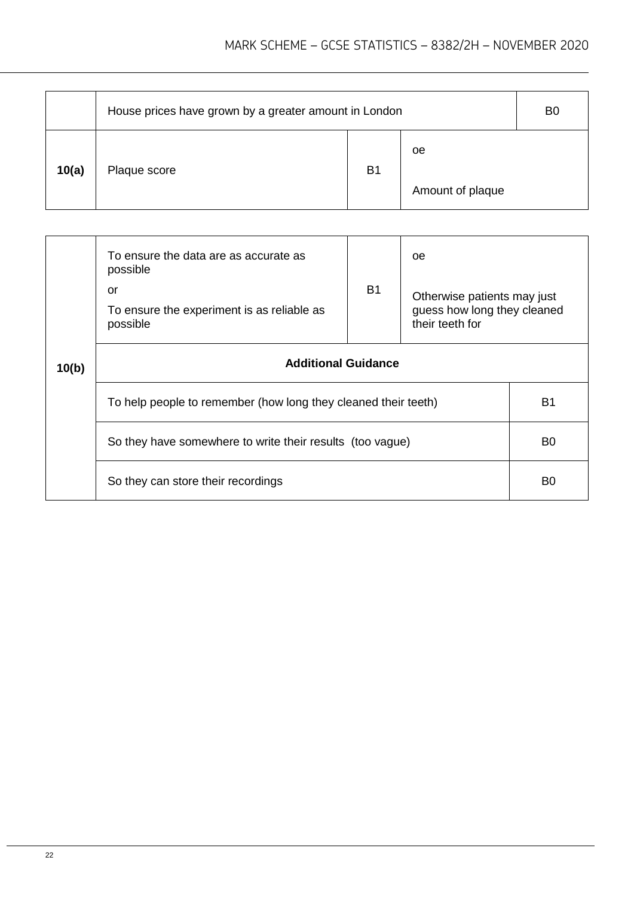| | | | |
|---|---|---|---|
| | House prices have grown by a greater amount in London | | B0 |
| **10(a)** | Plaque score | B1 | oe<br><br>Amount of plaque |

| | | | |
|---|---|---|---|
| **10(b)** | To ensure the data are as accurate as possible<br>or<br>To ensure the experiment is as reliable as possible | B1 | oe<br><br>Otherwise patients may just guess how long they cleaned their teeth for |
| | **Additional Guidance** | | |
| | To help people to remember (how long they cleaned their teeth) | | B1 |
| | So they have somewhere to write their results (too vague) | | B0 |
| | So they can store their recordings | | B0 |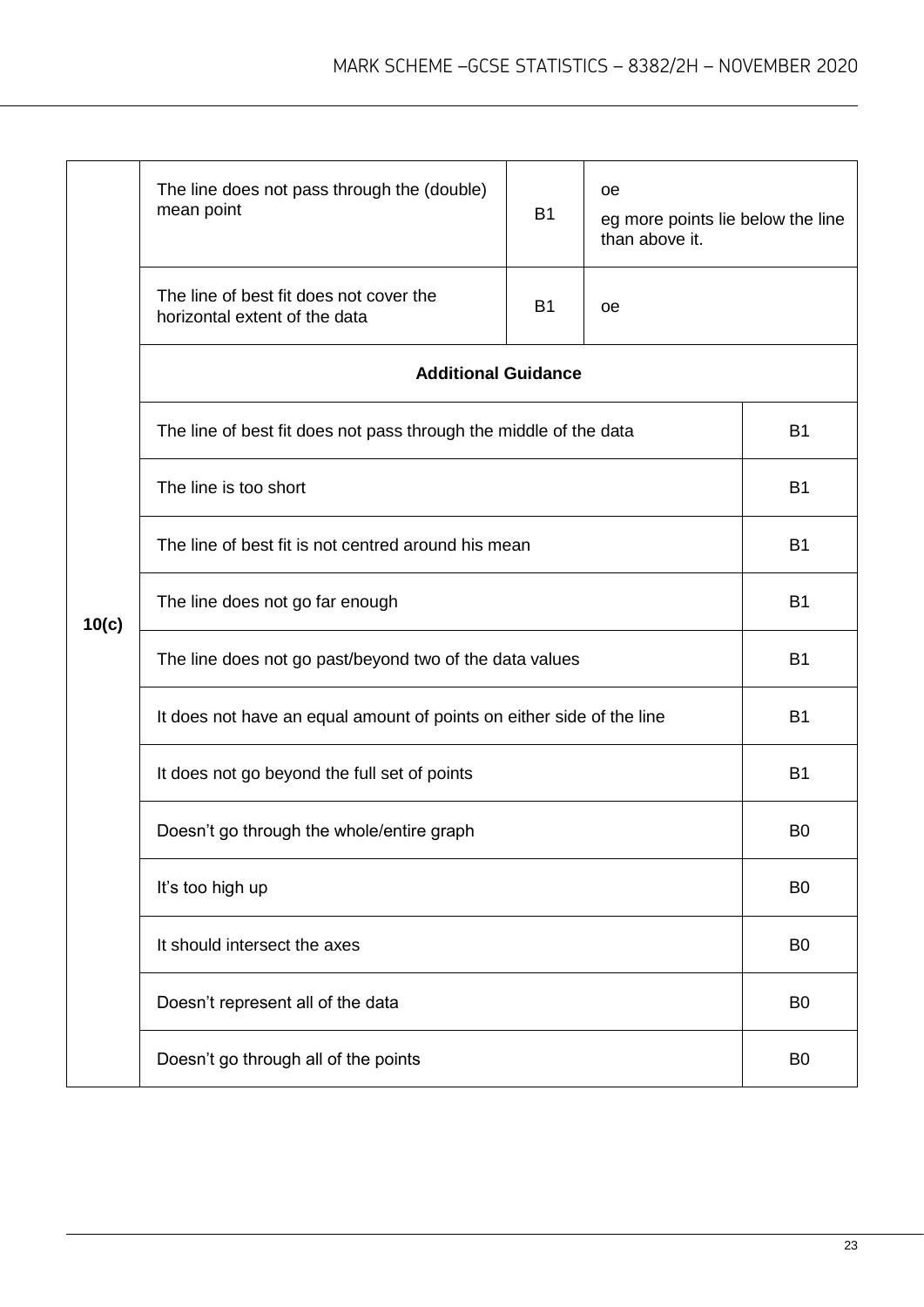| | | | | |
|---|---|---|---|---|
| 10(c) | The line does not pass through the (double) mean point | B1 | oe<br>eg more points lie below the line than above it. | |
| | The line of best fit does not cover the horizontal extent of the data | B1 | oe | |
| | **Additional Guidance** | | | |
| | The line of best fit does not pass through the middle of the data | | | B1 |
| | The line is too short | | | B1 |
| | The line of best fit is not centred around his mean | | | B1 |
| | The line does not go far enough | | | B1 |
| | The line does not go past/beyond two of the data values | | | B1 |
| | It does not have an equal amount of points on either side of the line | | | B1 |
| | It does not go beyond the full set of points | | | B1 |
| | Doesn't go through the whole/entire graph | | | B0 |
| | It's too high up | | | B0 |
| | It should intersect the axes | | | B0 |
| | Doesn't represent all of the data | | | B0 |
| | Doesn't go through all of the points | | | B0 |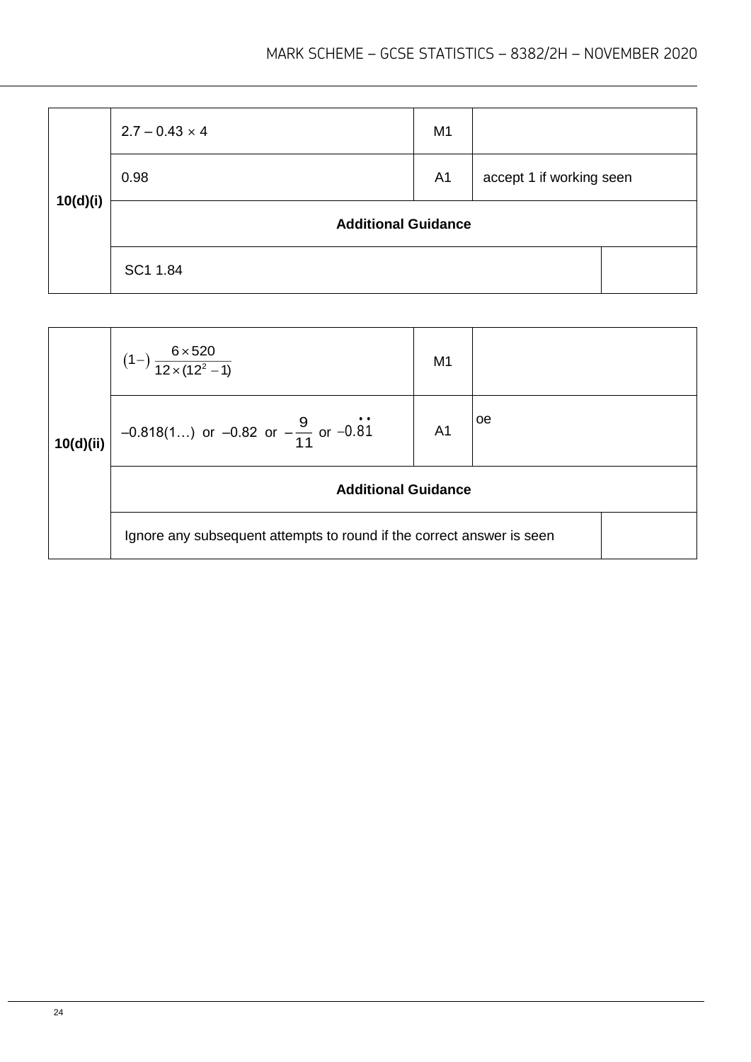| | | | |
|---|---|---|---|
| **10(d)(i)** | $2.7 - 0.43 \times 4$ | M1 | |
| | 0.98 | A1 | accept 1 if working seen |
| | **Additional Guidance** | | |
| | SC1 1.84 | | |

| | | | |
|---|---|---|---|
| **10(d)(ii)** | $(1-)\ \dfrac{6 \times 520}{12 \times (12^2 - 1)}$ | M1 | |
| | –0.818(1…) or –0.82 or $-\dfrac{9}{11}$ or $-0.\dot{8}\dot{1}$ | A1 | oe |
| | **Additional Guidance** | | |
| | Ignore any subsequent attempts to round if the correct answer is seen | | |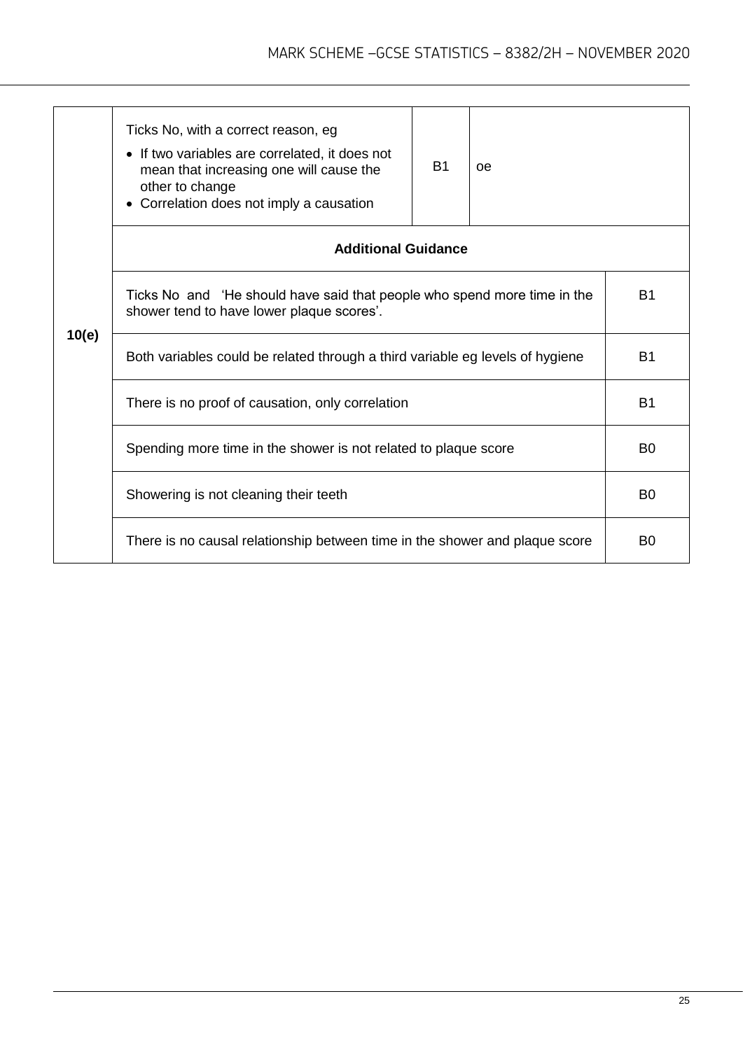| Question | Answer | Mark | Comments |
|---|---|---|---|
| 10(e) | Ticks No, with a correct reason, eg<br>• If two variables are correlated, it does not mean that increasing one will cause the other to change<br>• Correlation does not imply a causation | B1 | oe |

**Additional Guidance**

| Response | Mark |
|---|---|
| Ticks No and 'He should have said that people who spend more time in the shower tend to have lower plaque scores'. | B1 |
| Both variables could be related through a third variable eg levels of hygiene | B1 |
| There is no proof of causation, only correlation | B1 |
| Spending more time in the shower is not related to plaque score | B0 |
| Showering is not cleaning their teeth | B0 |
| There is no causal relationship between time in the shower and plaque score | B0 |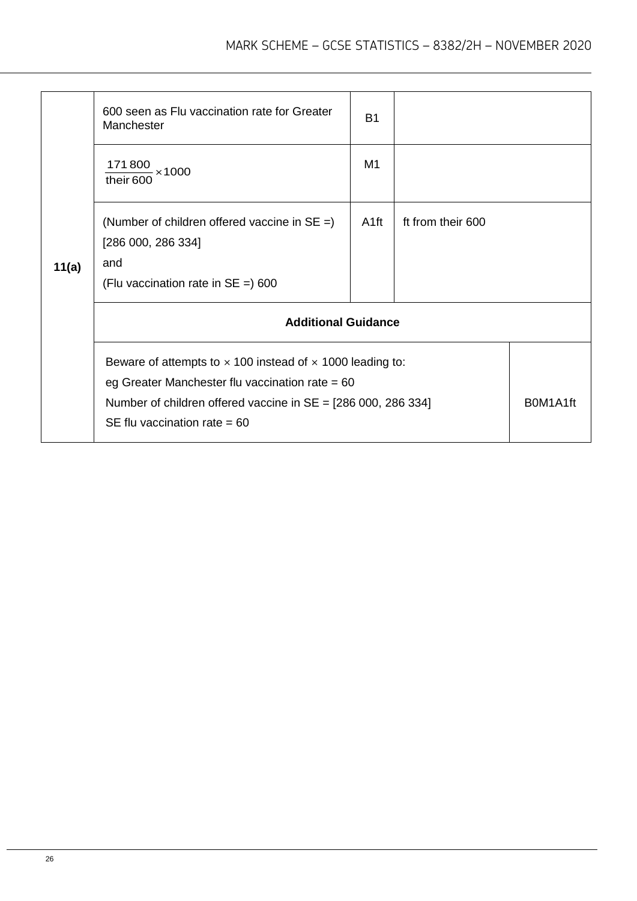| Question | Answer | Mark | Comments |
|---|---|---|---|
| 11(a) | 600 seen as Flu vaccination rate for Greater Manchester | B1 | |
| | $\frac{171\,800}{\text{their } 600} \times 1000$ | M1 | |
| | (Number of children offered vaccine in SE =) [286 000, 286 334] and (Flu vaccination rate in SE =) 600 | A1ft | ft from their 600 |
| | **Additional Guidance** | | |
| | Beware of attempts to $\times$ 100 instead of $\times$ 1000 leading to: eg Greater Manchester flu vaccination rate = 60 Number of children offered vaccine in SE = [286 000, 286 334] SE flu vaccination rate = 60 | | B0M1A1ft |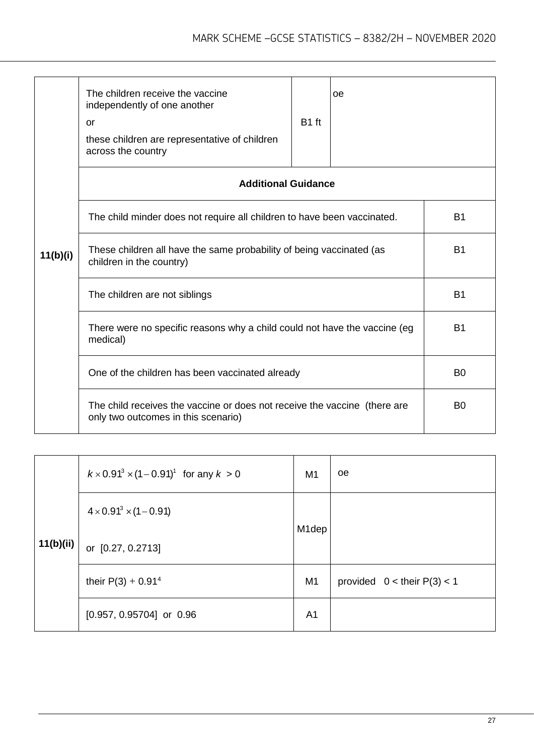| | | | |
|---|---|---|---|
| 11(b)(i) | The children receive the vaccine independently of one another<br><br>or<br><br>these children are representative of children across the country | B1 ft | oe |
| | **Additional Guidance** | | |
| | The child minder does not require all children to have been vaccinated. | | B1 |
| | These children all have the same probability of being vaccinated (as children in the country) | | B1 |
| | The children are not siblings | | B1 |
| | There were no specific reasons why a child could not have the vaccine (eg medical) | | B1 |
| | One of the children has been vaccinated already | | B0 |
| | The child receives the vaccine or does not receive the vaccine (there are only two outcomes in this scenario) | | B0 |

| | | | |
|---|---|---|---|
| 11(b)(ii) | $k \times 0.91^3 \times (1 - 0.91)^1$ for any $k > 0$ | M1 | oe |
| | $4 \times 0.91^3 \times (1 - 0.91)$<br><br>or [0.27, 0.2713] | M1dep | |
| | their P(3) + $0.91^4$ | M1 | provided $0 <$ their P(3) $< 1$ |
| | [0.957, 0.95704] or 0.96 | A1 | |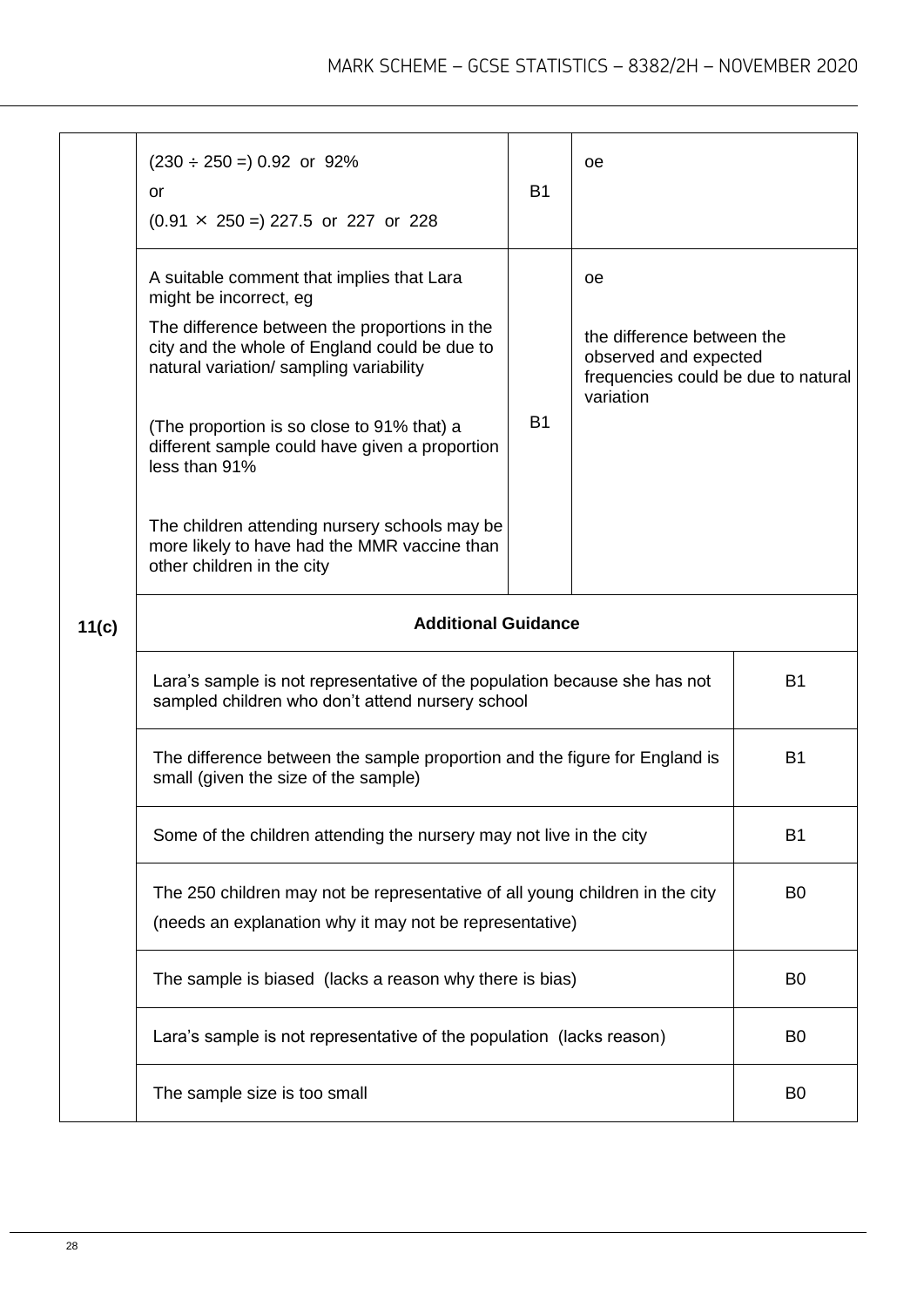| Question | Answer | Mark | Comments |
|---|---|---|---|
| 11(c) | $(230 \div 250 =)$ 0.92 or 92%<br>or<br>$(0.91 \times 250 =)$ 227.5 or 227 or 228 | B1 | oe |
| | A suitable comment that implies that Lara might be incorrect, eg<br>The difference between the proportions in the city and the whole of England could be due to natural variation/ sampling variability<br><br>(The proportion is so close to 91% that) a different sample could have given a proportion less than 91%<br><br>The children attending nursery schools may be more likely to have had the MMR vaccine than other children in the city | B1 | oe<br><br>the difference between the observed and expected frequencies could be due to natural variation |

**Additional Guidance**

| | |
|---|---|
| Lara's sample is not representative of the population because she has not sampled children who don't attend nursery school | B1 |
| The difference between the sample proportion and the figure for England is small (given the size of the sample) | B1 |
| Some of the children attending the nursery may not live in the city | B1 |
| The 250 children may not be representative of all young children in the city<br>(needs an explanation why it may not be representative) | B0 |
| The sample is biased (lacks a reason why there is bias) | B0 |
| Lara's sample is not representative of the population (lacks reason) | B0 |
| The sample size is too small | B0 |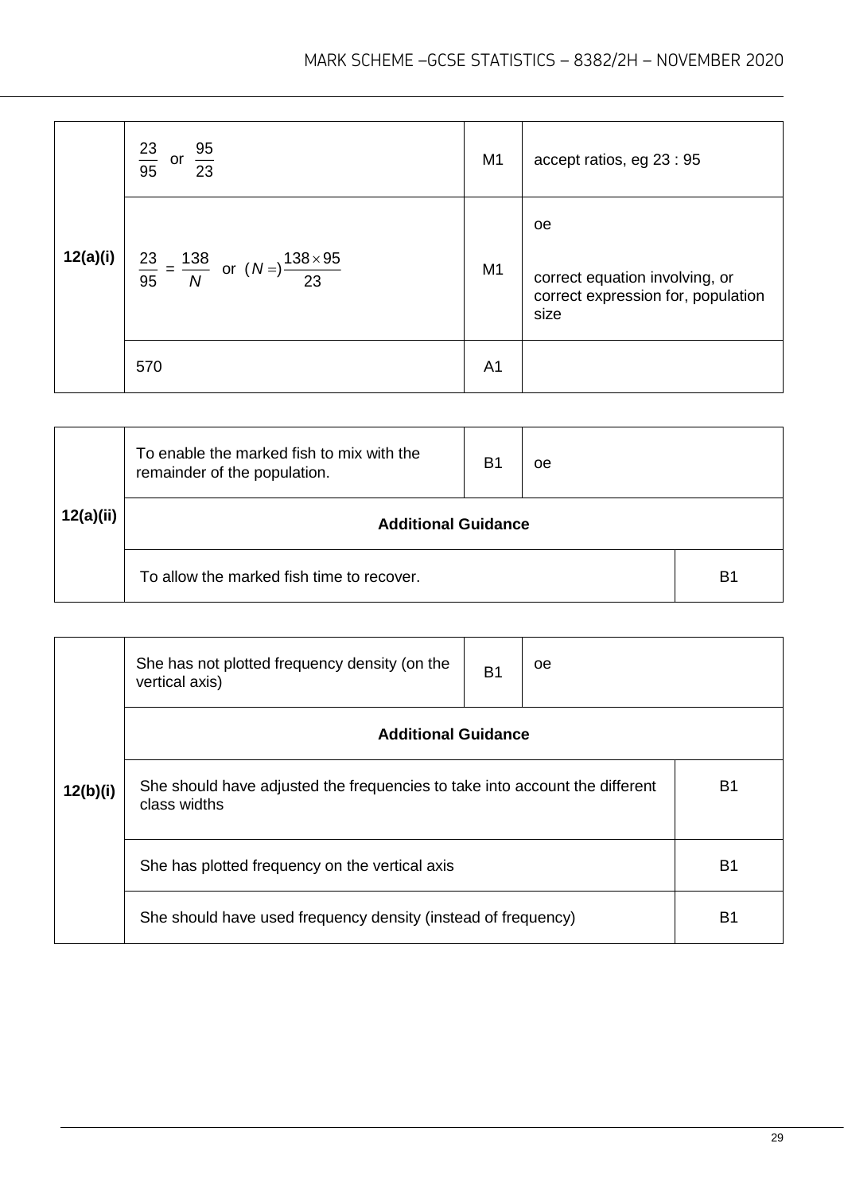| Question | Answer | Mark | Comments |
|---|---|---|---|
| 12(a)(i) | $\frac{23}{95}$ or $\frac{95}{23}$ | M1 | accept ratios, eg 23 : 95 |
| | $\frac{23}{95} = \frac{138}{N}$ or $(N =)\frac{138 \times 95}{23}$ | M1 | oe<br><br>correct equation involving, or correct expression for, population size |
| | 570 | A1 | |

| Question | Answer | Mark | Comments |
|---|---|---|---|
| 12(a)(ii) | To enable the marked fish to mix with the remainder of the population. | B1 | oe |
| | **Additional Guidance** | | |
| | To allow the marked fish time to recover. | | B1 |

| Question | Answer | Mark | Comments |
|---|---|---|---|
| 12(b)(i) | She has not plotted frequency density (on the vertical axis) | B1 | oe |
| | **Additional Guidance** | | |
| | She should have adjusted the frequencies to take into account the different class widths | | B1 |
| | She has plotted frequency on the vertical axis | | B1 |
| | She should have used frequency density (instead of frequency) | | B1 |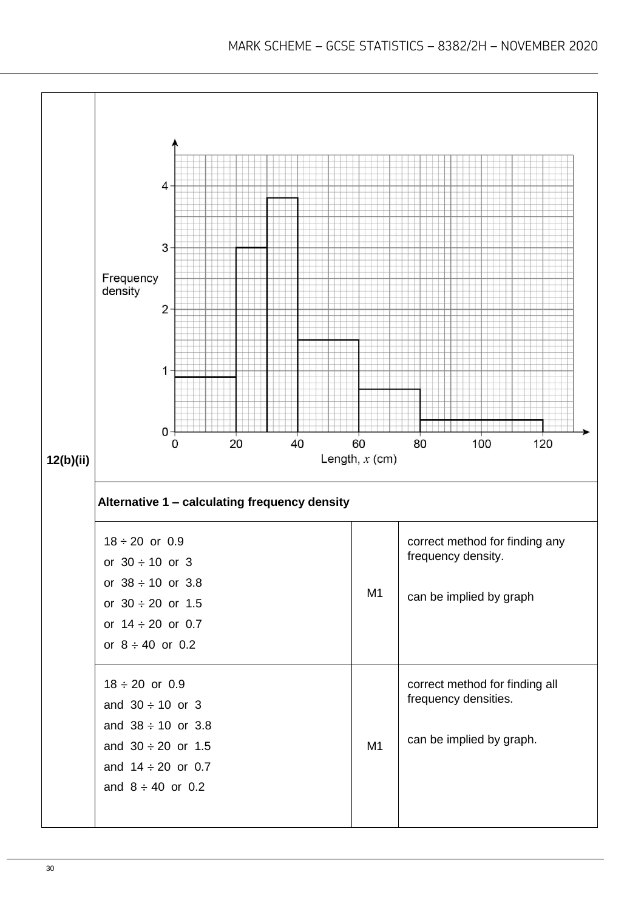| 12(b)(ii) | | | |
|---|---|---|---|
| | [Histogram: Frequency density vs Length, $x$ (cm); bars: 0–20 at 0.9, 20–30 at 3, 30–40 at 3.8, 40–60 at 1.5, 60–80 at 0.7, 80–120 at 0.2] | | |
| | **Alternative 1 – calculating frequency density** | | |
| | $18 \div 20$ or 0.9<br>or $30 \div 10$ or 3<br>or $38 \div 10$ or 3.8<br>or $30 \div 20$ or 1.5<br>or $14 \div 20$ or 0.7<br>or $8 \div 40$ or 0.2 | M1 | correct method for finding any frequency density.<br><br>can be implied by graph |
| | $18 \div 20$ or 0.9<br>and $30 \div 10$ or 3<br>and $38 \div 10$ or 3.8<br>and $30 \div 20$ or 1.5<br>and $14 \div 20$ or 0.7<br>and $8 \div 40$ or 0.2 | M1 | correct method for finding all frequency densities.<br><br>can be implied by graph. |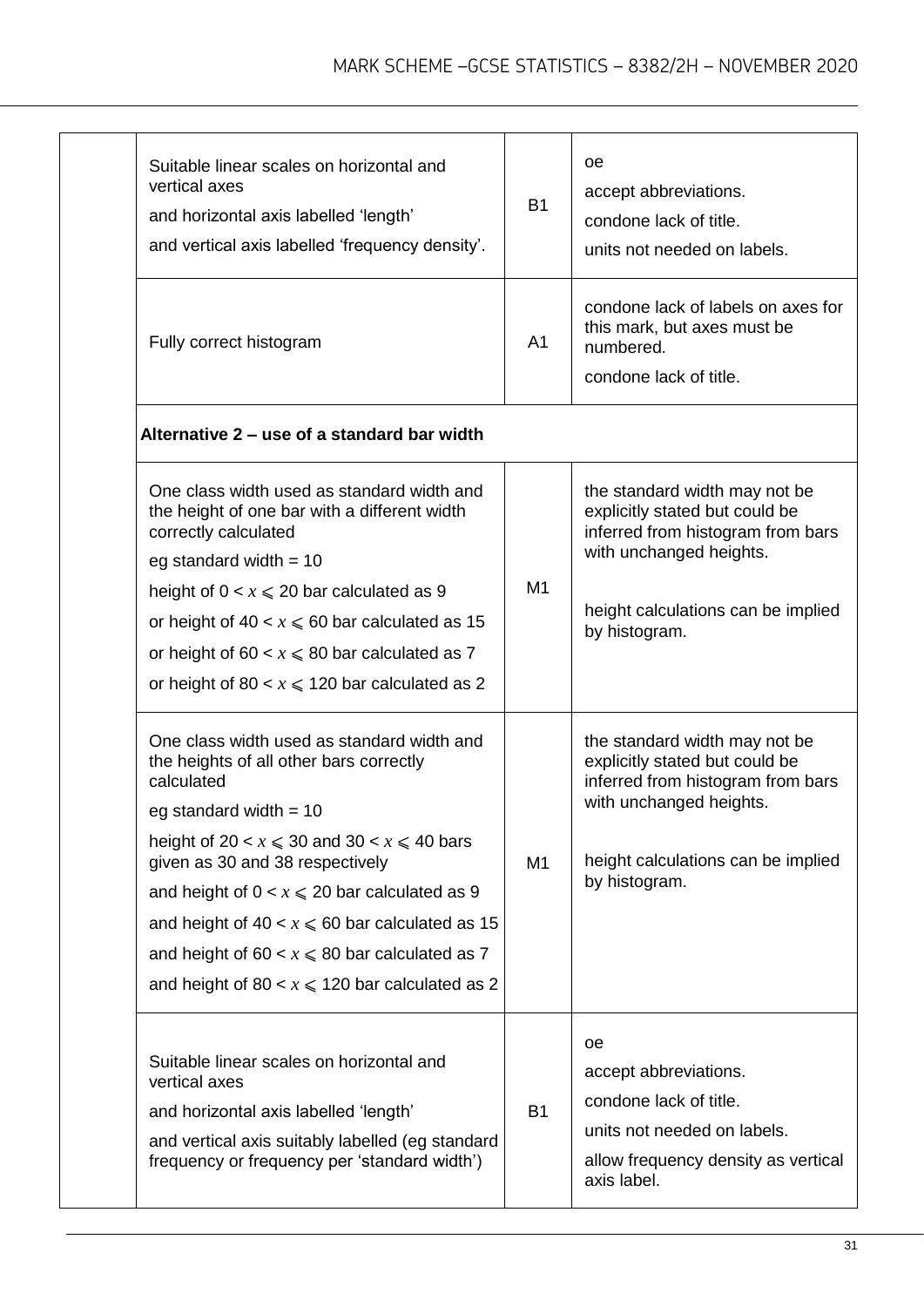| | | | |
|---|---|---|---|
| | Suitable linear scales on horizontal and vertical axes<br>and horizontal axis labelled 'length'<br>and vertical axis labelled 'frequency density'. | B1 | oe<br>accept abbreviations.<br>condone lack of title.<br>units not needed on labels. |
| | Fully correct histogram | A1 | condone lack of labels on axes for this mark, but axes must be numbered.<br>condone lack of title. |
| | **Alternative 2 – use of a standard bar width** | | |
| | One class width used as standard width and the height of one bar with a different width correctly calculated<br>eg standard width = 10<br>height of $0 < x \leqslant 20$ bar calculated as 9<br>or height of $40 < x \leqslant 60$ bar calculated as 15<br>or height of $60 < x \leqslant 80$ bar calculated as 7<br>or height of $80 < x \leqslant 120$ bar calculated as 2 | M1 | the standard width may not be explicitly stated but could be inferred from histogram from bars with unchanged heights.<br><br>height calculations can be implied by histogram. |
| | One class width used as standard width and the heights of all other bars correctly calculated<br>eg standard width = 10<br>height of $20 < x \leqslant 30$ and $30 < x \leqslant 40$ bars given as 30 and 38 respectively<br>and height of $0 < x \leqslant 20$ bar calculated as 9<br>and height of $40 < x \leqslant 60$ bar calculated as 15<br>and height of $60 < x \leqslant 80$ bar calculated as 7<br>and height of $80 < x \leqslant 120$ bar calculated as 2 | M1 | the standard width may not be explicitly stated but could be inferred from histogram from bars with unchanged heights.<br><br>height calculations can be implied by histogram. |
| | Suitable linear scales on horizontal and vertical axes<br>and horizontal axis labelled 'length'<br>and vertical axis suitably labelled (eg standard frequency or frequency per 'standard width') | B1 | oe<br>accept abbreviations.<br>condone lack of title.<br>units not needed on labels.<br>allow frequency density as vertical axis label. |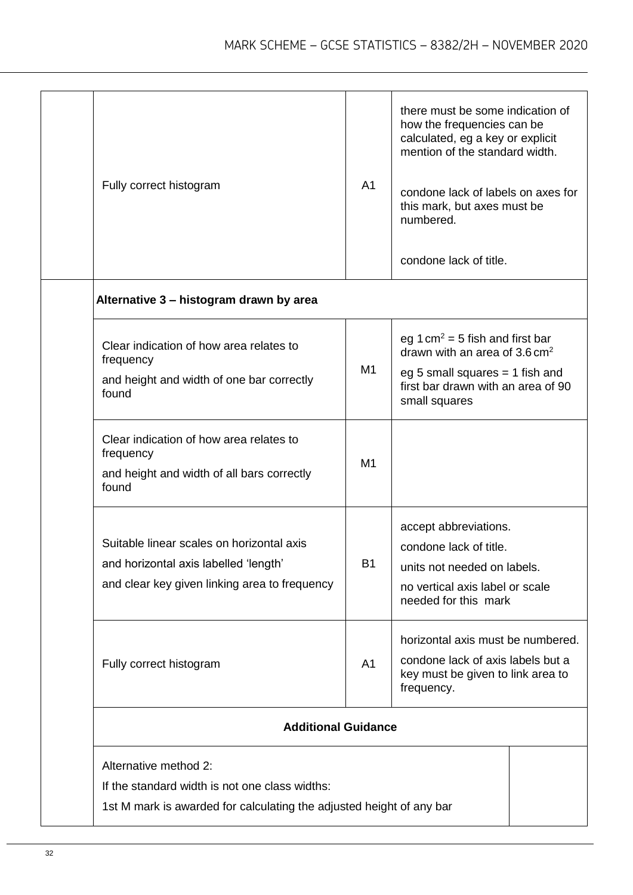| | | | |
|---|---|---|---|
| | Fully correct histogram | A1 | there must be some indication of how the frequencies can be calculated, eg a key or explicit mention of the standard width.<br><br>condone lack of labels on axes for this mark, but axes must be numbered.<br><br>condone lack of title. |
| | **Alternative 3 – histogram drawn by area** | | |
| | Clear indication of how area relates to frequency<br>and height and width of one bar correctly found | M1 | eg $1\,\text{cm}^2$ = 5 fish and first bar drawn with an area of $3.6\,\text{cm}^2$<br>eg 5 small squares = 1 fish and first bar drawn with an area of 90 small squares |
| | Clear indication of how area relates to frequency<br>and height and width of all bars correctly found | M1 | |
| | Suitable linear scales on horizontal axis<br>and horizontal axis labelled 'length'<br>and clear key given linking area to frequency | B1 | accept abbreviations.<br>condone lack of title.<br>units not needed on labels.<br>no vertical axis label or scale needed for this mark |
| | Fully correct histogram | A1 | horizontal axis must be numbered.<br>condone lack of axis labels but a key must be given to link area to frequency. |
| | **Additional Guidance** | | |
| | Alternative method 2:<br>If the standard width is not one class widths:<br>1st M mark is awarded for calculating the adjusted height of any bar | | |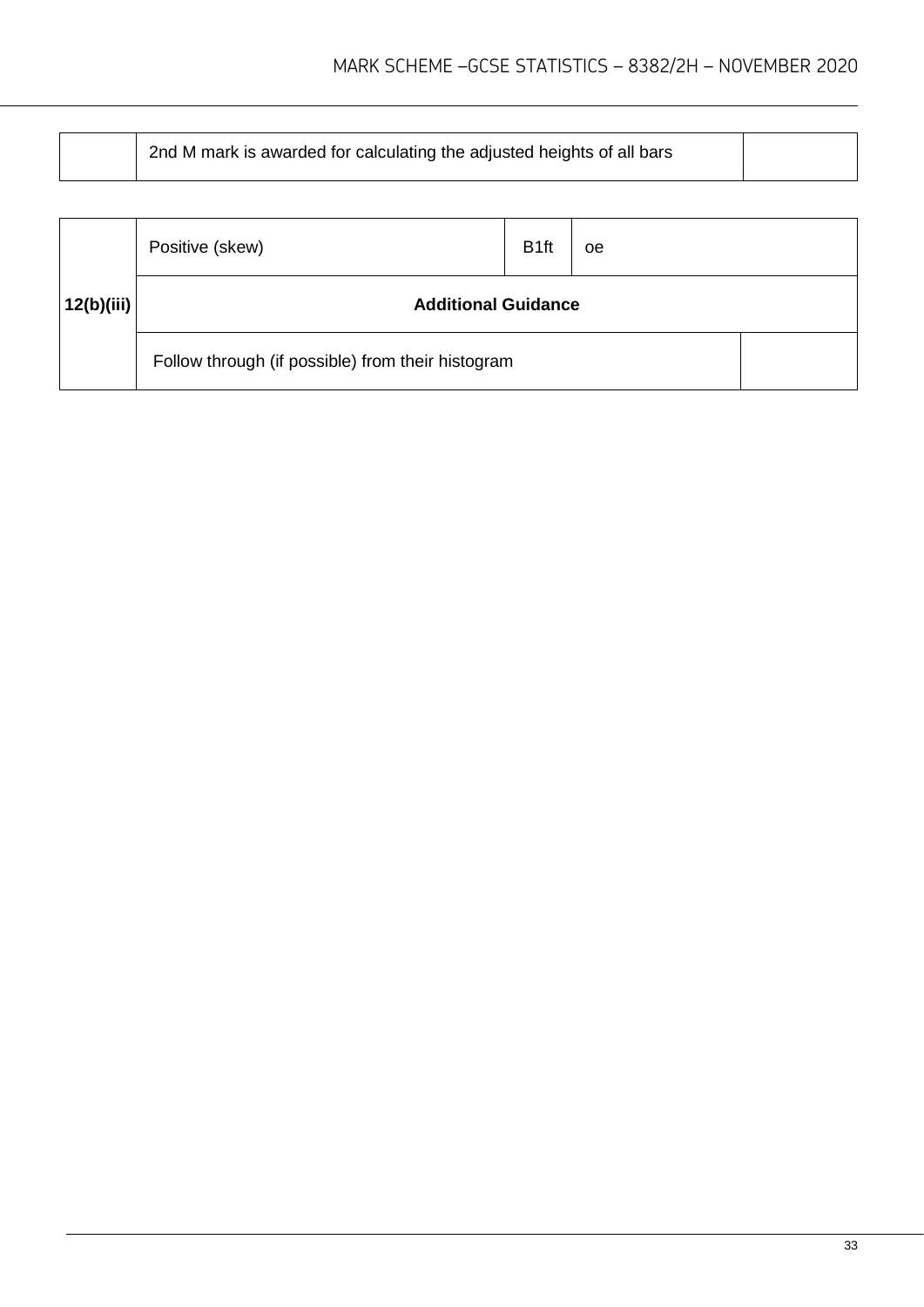| | | |
|---|---|---|
| | 2nd M mark is awarded for calculating the adjusted heights of all bars | |

| | | | |
|---|---|---|---|
| **12(b)(iii)** | Positive (skew) | B1ft | oe |
| | **Additional Guidance** | | |
| | Follow through (if possible) from their histogram | | |